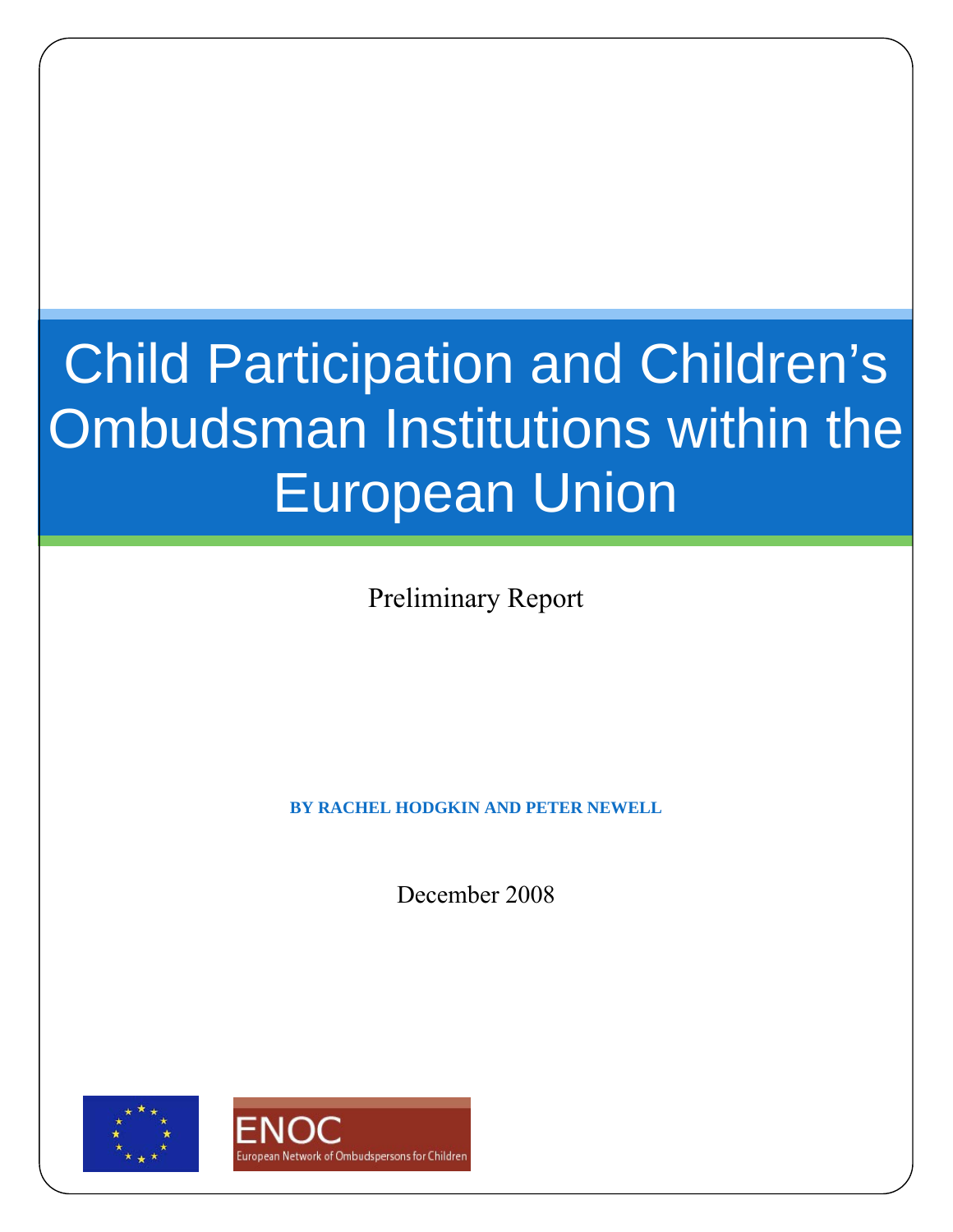# Child Participation and Children's Ombudsman Institutions within the European Union

Preliminary Report

**BY RACHEL HODGKIN AND PETER NEWELL**

December 2008

ENOC

European Network of Ombudspersons for Children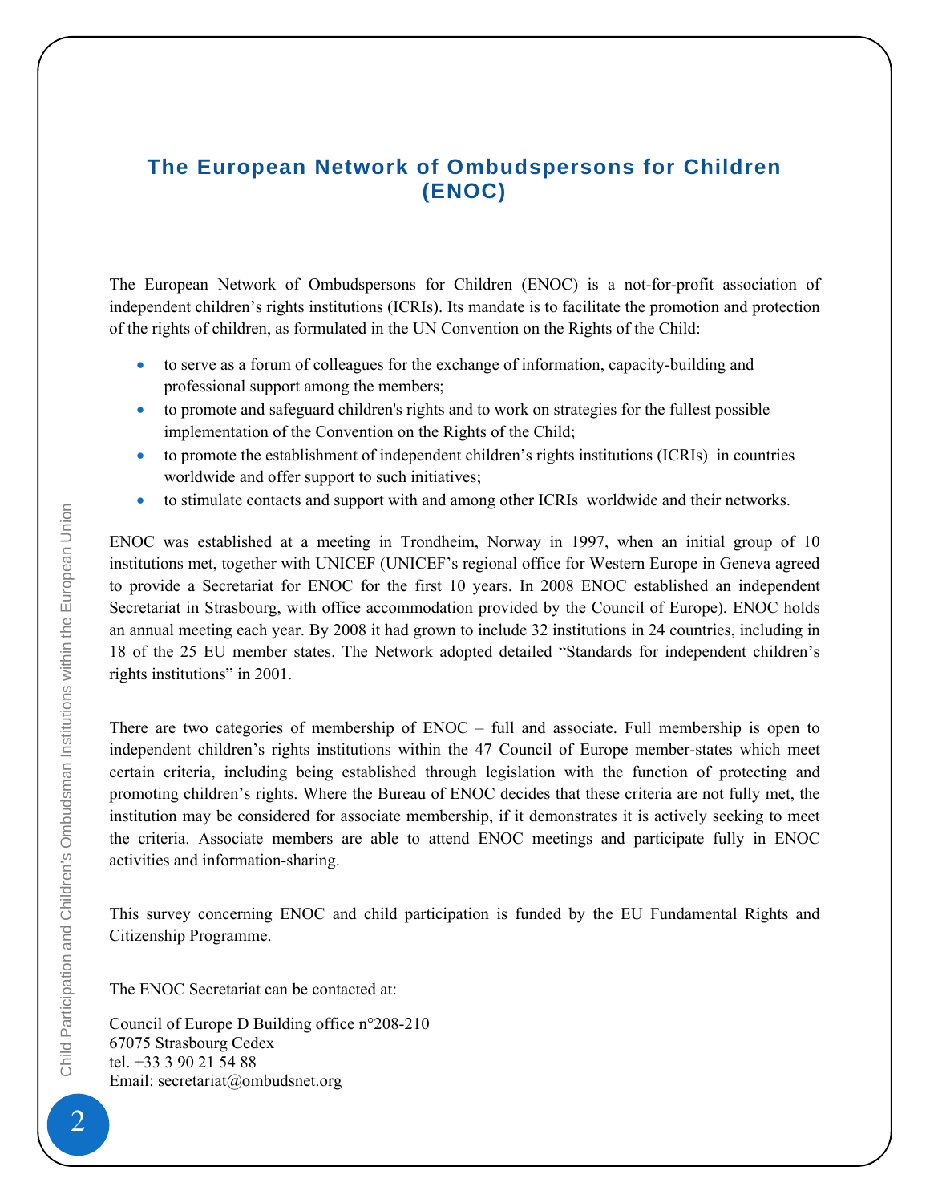# The European Network of Ombudspersons for Children (ENOC)

The European Network of Ombudspersons for Children (ENOC) is a not-for-profit association of independent children's rights institutions (ICRIs). Its mandate is to facilitate the promotion and protection of the rights of children, as formulated in the UN Convention on the Rights of the Child:

- to serve as a forum of colleagues for the exchange of information, capacity-building and professional support among the members;
- to promote and safeguard children's rights and to work on strategies for the fullest possible implementation of the Convention on the Rights of the Child;
- to promote the establishment of independent children's rights institutions (ICRIs) in countries worldwide and offer support to such initiatives;
- to stimulate contacts and support with and among other ICRIs worldwide and their networks.

ENOC was established at a meeting in Trondheim, Norway in 1997, when an initial group of 10 institutions met, together with UNICEF (UNICEF's regional office for Western Europe in Geneva agreed to provide a Secretariat for ENOC for the first 10 years. In 2008 ENOC established an independent Secretariat in Strasbourg, with office accommodation provided by the Council of Europe). ENOC holds an annual meeting each year. By 2008 it had grown to include 32 institutions in 24 countries, including in 18 of the 25 EU member states. The Network adopted detailed "Standards for independent children's rights institutions" in 2001.

There are two categories of membership of ENOC – full and associate. Full membership is open to independent children's rights institutions within the 47 Council of Europe member-states which meet certain criteria, including being established through legislation with the function of protecting and promoting children's rights. Where the Bureau of ENOC decides that these criteria are not fully met, the institution may be considered for associate membership, if it demonstrates it is actively seeking to meet the criteria. Associate members are able to attend ENOC meetings and participate fully in ENOC activities and information-sharing.

This survey concerning ENOC and child participation is funded by the EU Fundamental Rights and Citizenship Programme.

The ENOC Secretariat can be contacted at:

Council of Europe D Building office n°208-210
67075 Strasbourg Cedex
tel. +33 3 90 21 54 88
Email: secretariat@ombudsnet.org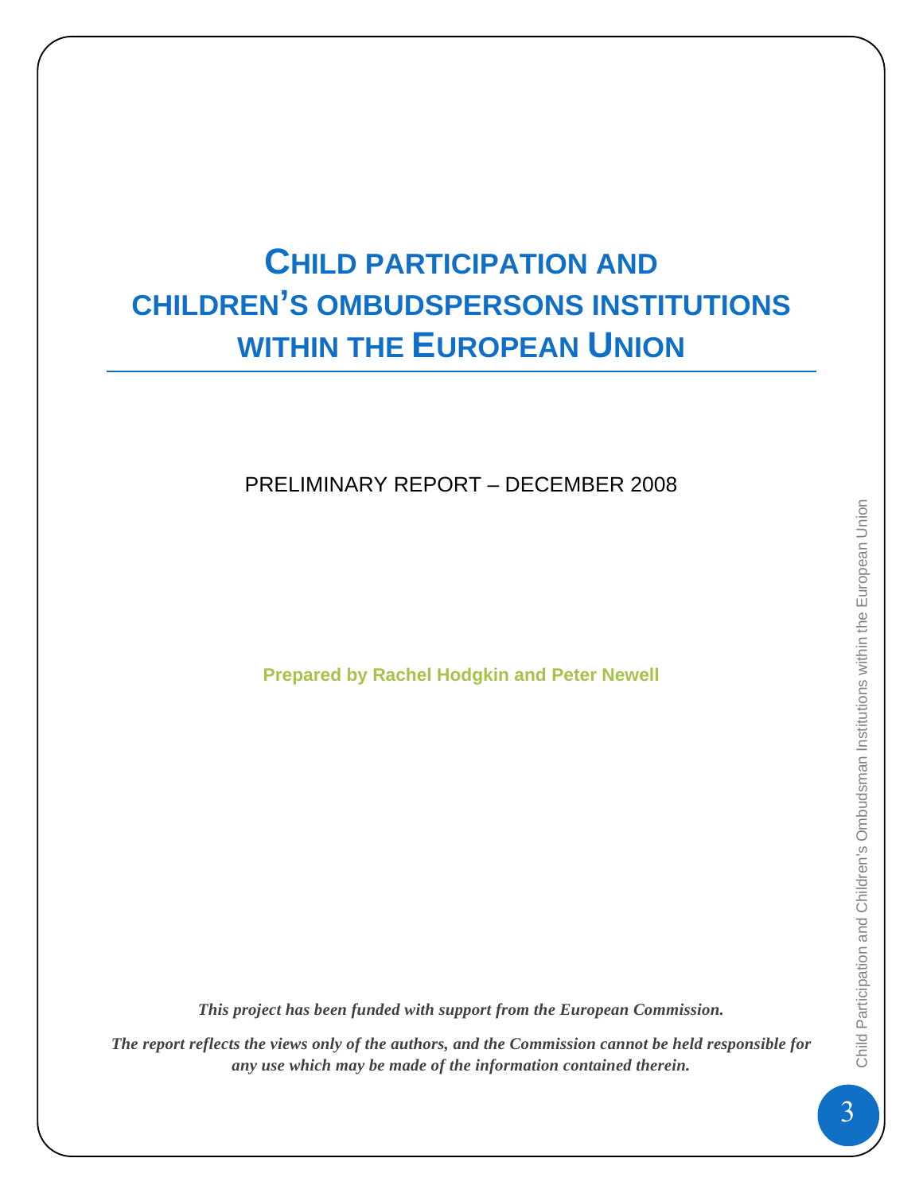# CHILD PARTICIPATION AND CHILDREN'S OMBUDSPERSONS INSTITUTIONS WITHIN THE EUROPEAN UNION

PRELIMINARY REPORT – DECEMBER 2008

**Prepared by Rachel Hodgkin and Peter Newell**

***This project has been funded with support from the European Commission.***

***The report reflects the views only of the authors, and the Commission cannot be held responsible for any use which may be made of the information contained therein.***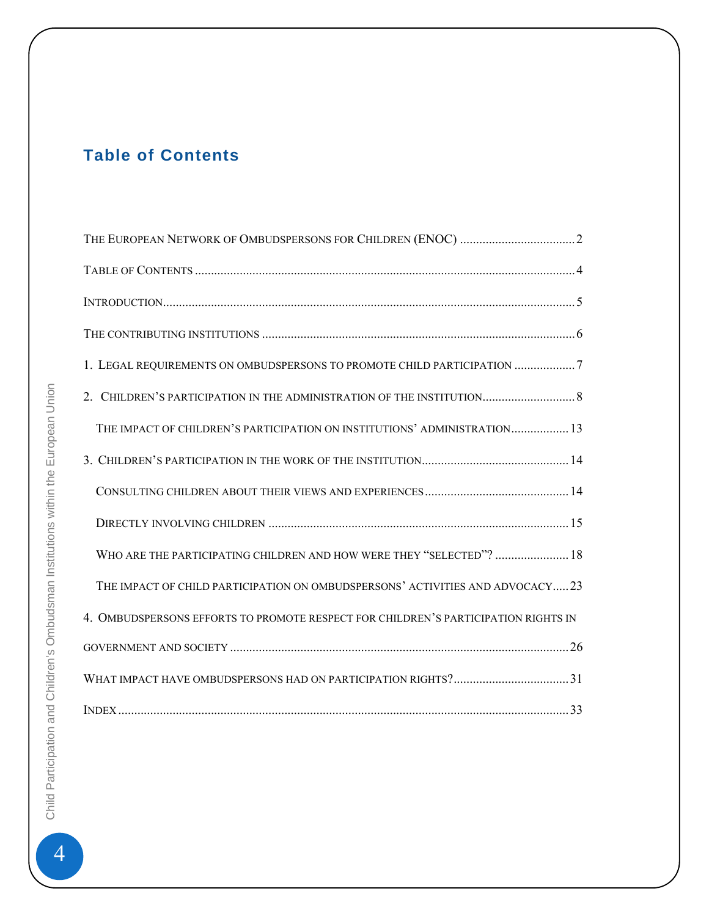## Table of Contents

The European Network of Ombudspersons for Children (ENOC) .................................... 2

Table of Contents ........................................................................................................... 4

Introduction ..................................................................................................................... 5

The contributing institutions ........................................................................................ 6

1. Legal requirements on ombudspersons to promote child participation ................... 7

2. Children's participation in the administration of the institution ............................ 8

  The impact of children's participation on institutions' administration .................. 13

3. Children's participation in the work of the institution ........................................... 14

  Consulting children about their views and experiences ........................................... 14

  Directly involving children ........................................................................................ 15

  Who are the participating children and how were they "selected"? ....................... 18

  The impact of child participation on ombudspersons' activities and advocacy ..... 23

4. Ombudspersons efforts to promote respect for children's participation rights in government and society ......................................................................................... 26

What impact have ombudspersons had on participation rights? .................................. 31

Index ............................................................................................................................. 33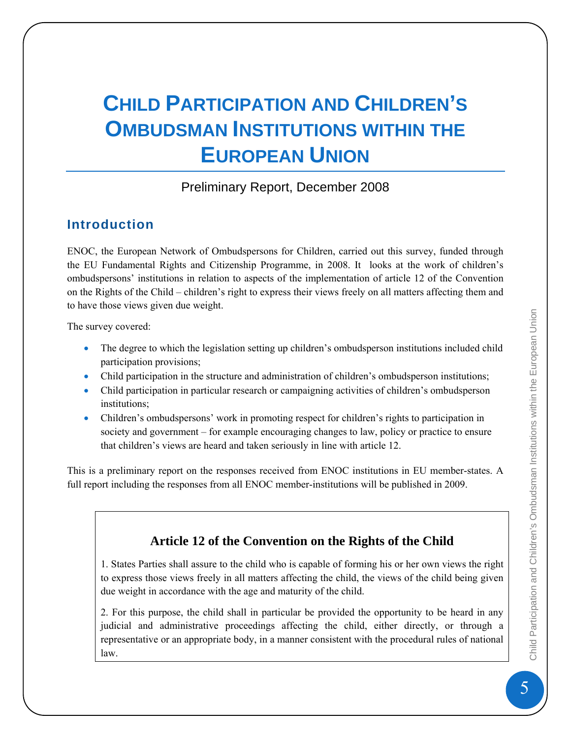# Child Participation and Children's Ombudsman Institutions within the European Union

Preliminary Report, December 2008

## Introduction

ENOC, the European Network of Ombudspersons for Children, carried out this survey, funded through the EU Fundamental Rights and Citizenship Programme, in 2008. It looks at the work of children's ombudspersons' institutions in relation to aspects of the implementation of article 12 of the Convention on the Rights of the Child – children's right to express their views freely on all matters affecting them and to have those views given due weight.

The survey covered:

- The degree to which the legislation setting up children's ombudsperson institutions included child participation provisions;
- Child participation in the structure and administration of children's ombudsperson institutions;
- Child participation in particular research or campaigning activities of children's ombudsperson institutions;
- Children's ombudspersons' work in promoting respect for children's rights to participation in society and government – for example encouraging changes to law, policy or practice to ensure that children's views are heard and taken seriously in line with article 12.

This is a preliminary report on the responses received from ENOC institutions in EU member-states. A full report including the responses from all ENOC member-institutions will be published in 2009.

### Article 12 of the Convention on the Rights of the Child

1. States Parties shall assure to the child who is capable of forming his or her own views the right to express those views freely in all matters affecting the child, the views of the child being given due weight in accordance with the age and maturity of the child.

2. For this purpose, the child shall in particular be provided the opportunity to be heard in any judicial and administrative proceedings affecting the child, either directly, or through a representative or an appropriate body, in a manner consistent with the procedural rules of national law.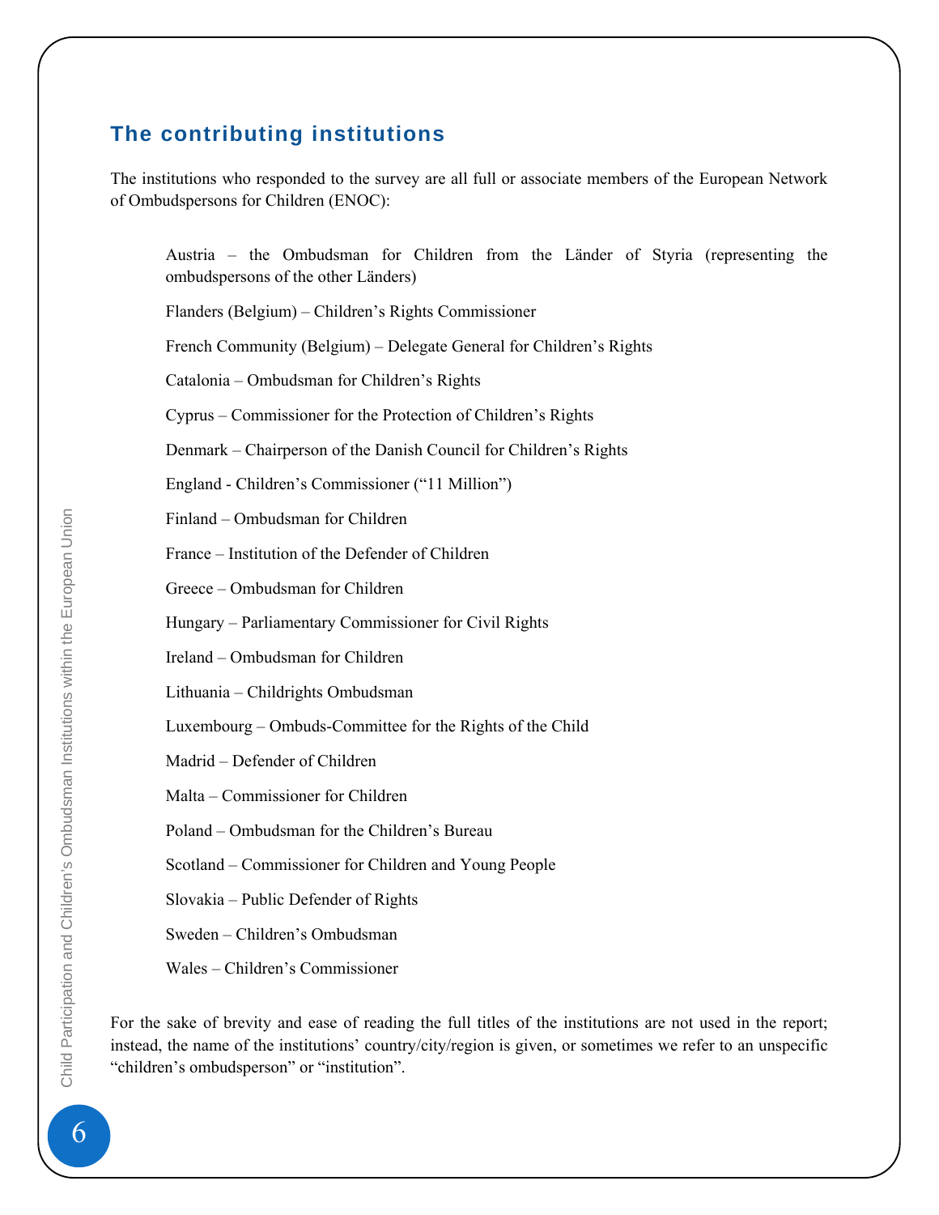## The contributing institutions

The institutions who responded to the survey are all full or associate members of the European Network of Ombudspersons for Children (ENOC):

Austria – the Ombudsman for Children from the Länder of Styria (representing the ombudspersons of the other Länders)

Flanders (Belgium) – Children's Rights Commissioner

French Community (Belgium) – Delegate General for Children's Rights

Catalonia – Ombudsman for Children's Rights

Cyprus – Commissioner for the Protection of Children's Rights

Denmark – Chairperson of the Danish Council for Children's Rights

England - Children's Commissioner ("11 Million")

Finland – Ombudsman for Children

France – Institution of the Defender of Children

Greece – Ombudsman for Children

Hungary – Parliamentary Commissioner for Civil Rights

Ireland – Ombudsman for Children

Lithuania – Childrights Ombudsman

Luxembourg – Ombuds-Committee for the Rights of the Child

Madrid – Defender of Children

Malta – Commissioner for Children

Poland – Ombudsman for the Children's Bureau

Scotland – Commissioner for Children and Young People

Slovakia – Public Defender of Rights

Sweden – Children's Ombudsman

Wales – Children's Commissioner

For the sake of brevity and ease of reading the full titles of the institutions are not used in the report; instead, the name of the institutions' country/city/region is given, or sometimes we refer to an unspecific "children's ombudsperson" or "institution".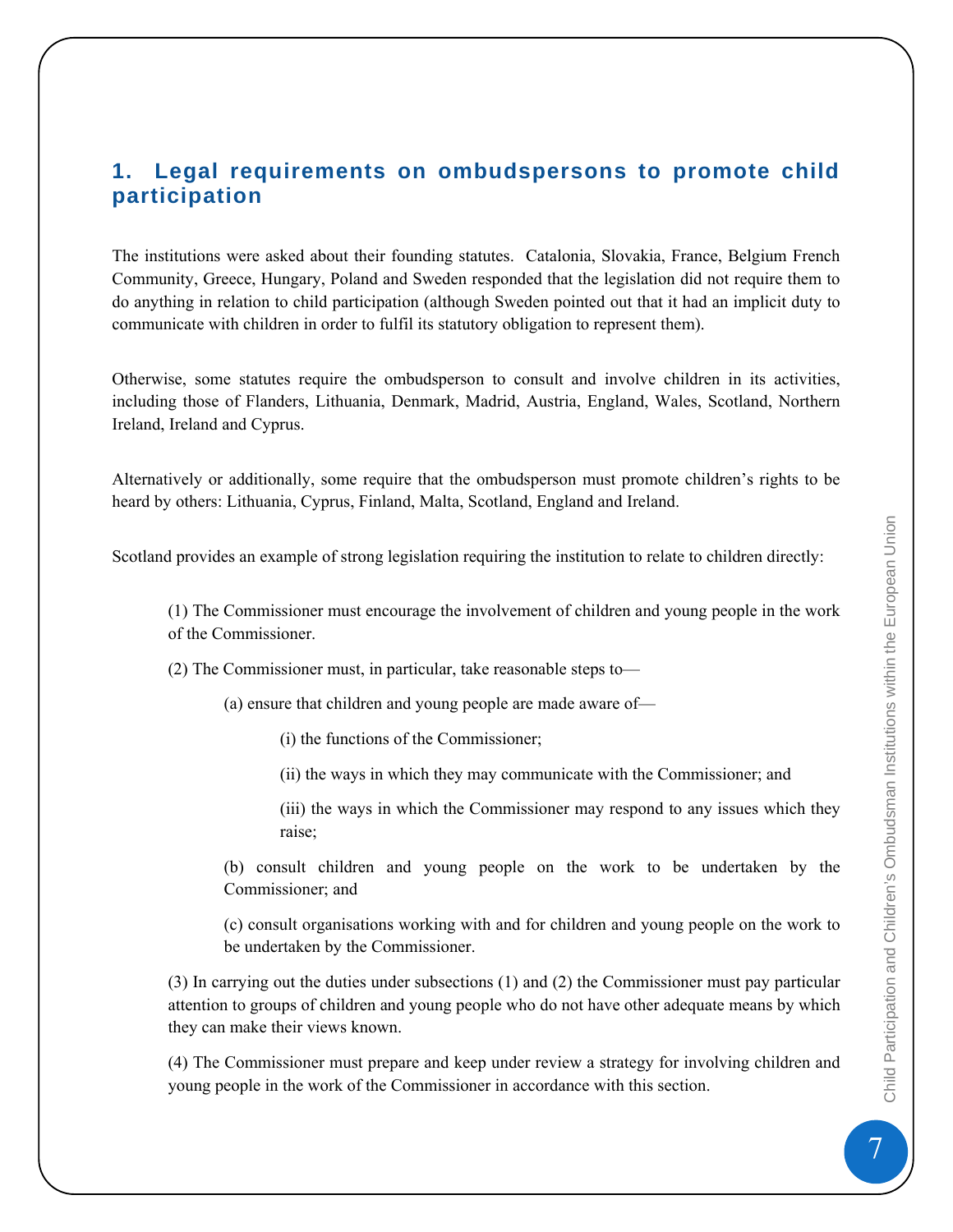## 1. Legal requirements on ombudspersons to promote child participation

The institutions were asked about their founding statutes. Catalonia, Slovakia, France, Belgium French Community, Greece, Hungary, Poland and Sweden responded that the legislation did not require them to do anything in relation to child participation (although Sweden pointed out that it had an implicit duty to communicate with children in order to fulfil its statutory obligation to represent them).

Otherwise, some statutes require the ombudsperson to consult and involve children in its activities, including those of Flanders, Lithuania, Denmark, Madrid, Austria, England, Wales, Scotland, Northern Ireland, Ireland and Cyprus.

Alternatively or additionally, some require that the ombudsperson must promote children's rights to be heard by others: Lithuania, Cyprus, Finland, Malta, Scotland, England and Ireland.

Scotland provides an example of strong legislation requiring the institution to relate to children directly:

> (1) The Commissioner must encourage the involvement of children and young people in the work of the Commissioner.
>
> (2) The Commissioner must, in particular, take reasonable steps to—
>
> > (a) ensure that children and young people are made aware of—
> >
> > > (i) the functions of the Commissioner;
> > >
> > > (ii) the ways in which they may communicate with the Commissioner; and
> > >
> > > (iii) the ways in which the Commissioner may respond to any issues which they raise;
> >
> > (b) consult children and young people on the work to be undertaken by the Commissioner; and
> >
> > (c) consult organisations working with and for children and young people on the work to be undertaken by the Commissioner.
>
> (3) In carrying out the duties under subsections (1) and (2) the Commissioner must pay particular attention to groups of children and young people who do not have other adequate means by which they can make their views known.
>
> (4) The Commissioner must prepare and keep under review a strategy for involving children and young people in the work of the Commissioner in accordance with this section.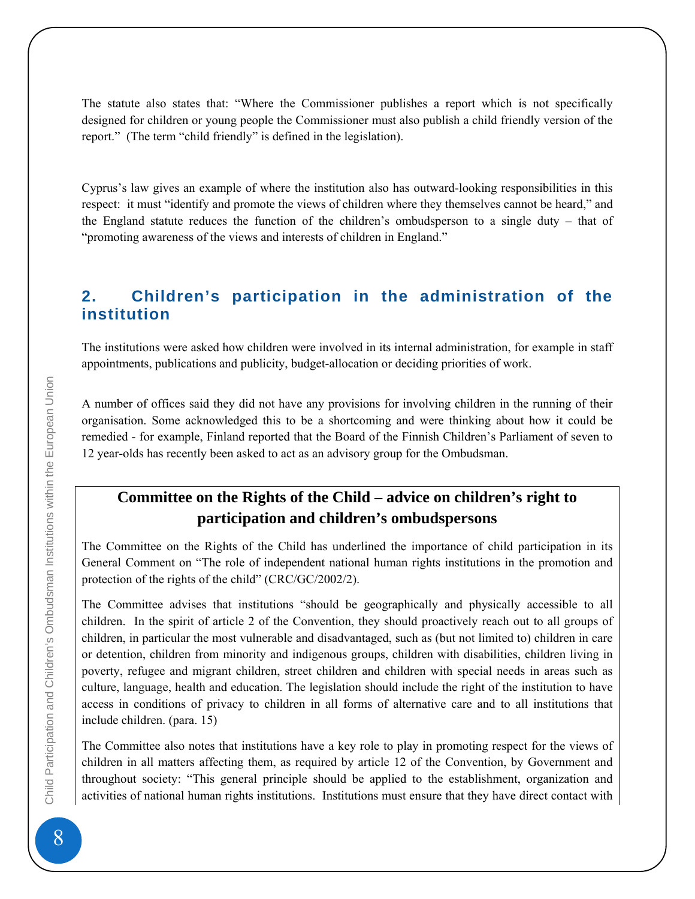The statute also states that: "Where the Commissioner publishes a report which is not specifically designed for children or young people the Commissioner must also publish a child friendly version of the report." (The term "child friendly" is defined in the legislation).

Cyprus's law gives an example of where the institution also has outward-looking responsibilities in this respect: it must "identify and promote the views of children where they themselves cannot be heard," and the England statute reduces the function of the children's ombudsperson to a single duty – that of "promoting awareness of the views and interests of children in England."

## 2. Children's participation in the administration of the institution

The institutions were asked how children were involved in its internal administration, for example in staff appointments, publications and publicity, budget-allocation or deciding priorities of work.

A number of offices said they did not have any provisions for involving children in the running of their organisation. Some acknowledged this to be a shortcoming and were thinking about how it could be remedied - for example, Finland reported that the Board of the Finnish Children's Parliament of seven to 12 year-olds has recently been asked to act as an advisory group for the Ombudsman.

**Committee on the Rights of the Child – advice on children's right to participation and children's ombudspersons**

The Committee on the Rights of the Child has underlined the importance of child participation in its General Comment on "The role of independent national human rights institutions in the promotion and protection of the rights of the child" (CRC/GC/2002/2).

The Committee advises that institutions "should be geographically and physically accessible to all children. In the spirit of article 2 of the Convention, they should proactively reach out to all groups of children, in particular the most vulnerable and disadvantaged, such as (but not limited to) children in care or detention, children from minority and indigenous groups, children with disabilities, children living in poverty, refugee and migrant children, street children and children with special needs in areas such as culture, language, health and education. The legislation should include the right of the institution to have access in conditions of privacy to children in all forms of alternative care and to all institutions that include children. (para. 15)

The Committee also notes that institutions have a key role to play in promoting respect for the views of children in all matters affecting them, as required by article 12 of the Convention, by Government and throughout society: "This general principle should be applied to the establishment, organization and activities of national human rights institutions. Institutions must ensure that they have direct contact with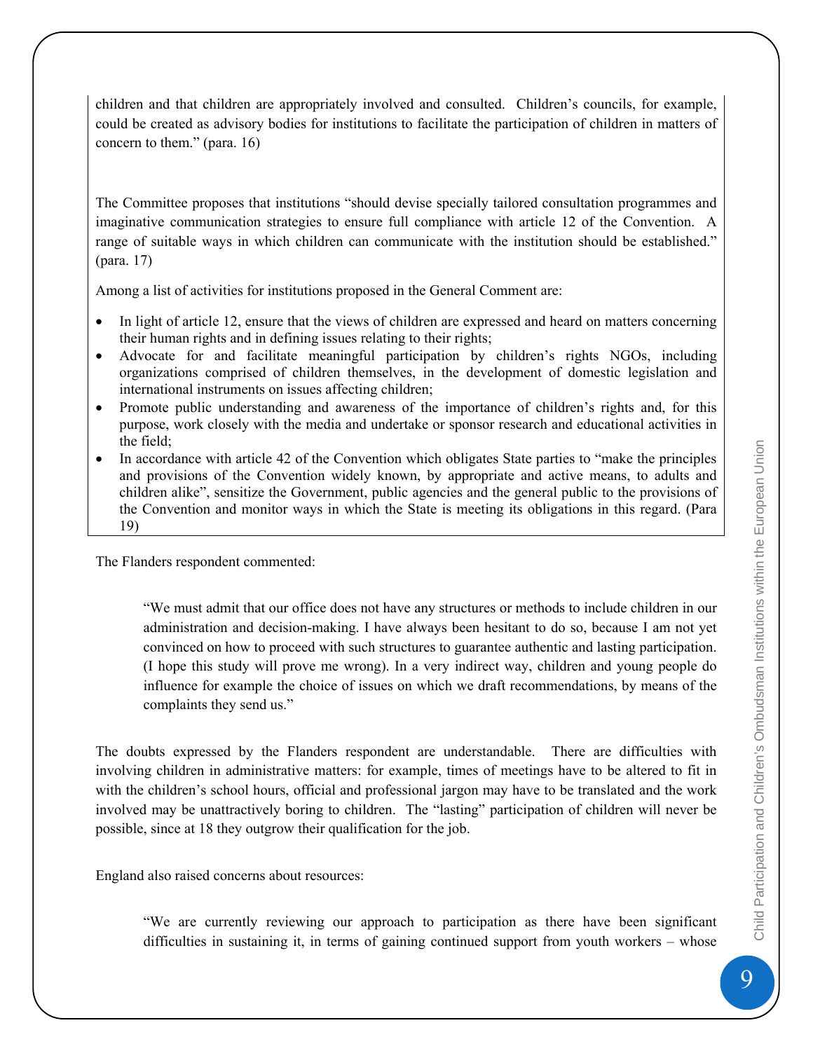children and that children are appropriately involved and consulted. Children's councils, for example, could be created as advisory bodies for institutions to facilitate the participation of children in matters of concern to them." (para. 16)

The Committee proposes that institutions "should devise specially tailored consultation programmes and imaginative communication strategies to ensure full compliance with article 12 of the Convention. A range of suitable ways in which children can communicate with the institution should be established." (para. 17)

Among a list of activities for institutions proposed in the General Comment are:

- In light of article 12, ensure that the views of children are expressed and heard on matters concerning their human rights and in defining issues relating to their rights;
- Advocate for and facilitate meaningful participation by children's rights NGOs, including organizations comprised of children themselves, in the development of domestic legislation and international instruments on issues affecting children;
- Promote public understanding and awareness of the importance of children's rights and, for this purpose, work closely with the media and undertake or sponsor research and educational activities in the field;
- In accordance with article 42 of the Convention which obligates State parties to "make the principles and provisions of the Convention widely known, by appropriate and active means, to adults and children alike", sensitize the Government, public agencies and the general public to the provisions of the Convention and monitor ways in which the State is meeting its obligations in this regard. (Para 19)

The Flanders respondent commented:

> "We must admit that our office does not have any structures or methods to include children in our administration and decision-making. I have always been hesitant to do so, because I am not yet convinced on how to proceed with such structures to guarantee authentic and lasting participation. (I hope this study will prove me wrong). In a very indirect way, children and young people do influence for example the choice of issues on which we draft recommendations, by means of the complaints they send us."

The doubts expressed by the Flanders respondent are understandable. There are difficulties with involving children in administrative matters: for example, times of meetings have to be altered to fit in with the children's school hours, official and professional jargon may have to be translated and the work involved may be unattractively boring to children. The "lasting" participation of children will never be possible, since at 18 they outgrow their qualification for the job.

England also raised concerns about resources:

> "We are currently reviewing our approach to participation as there have been significant difficulties in sustaining it, in terms of gaining continued support from youth workers – whose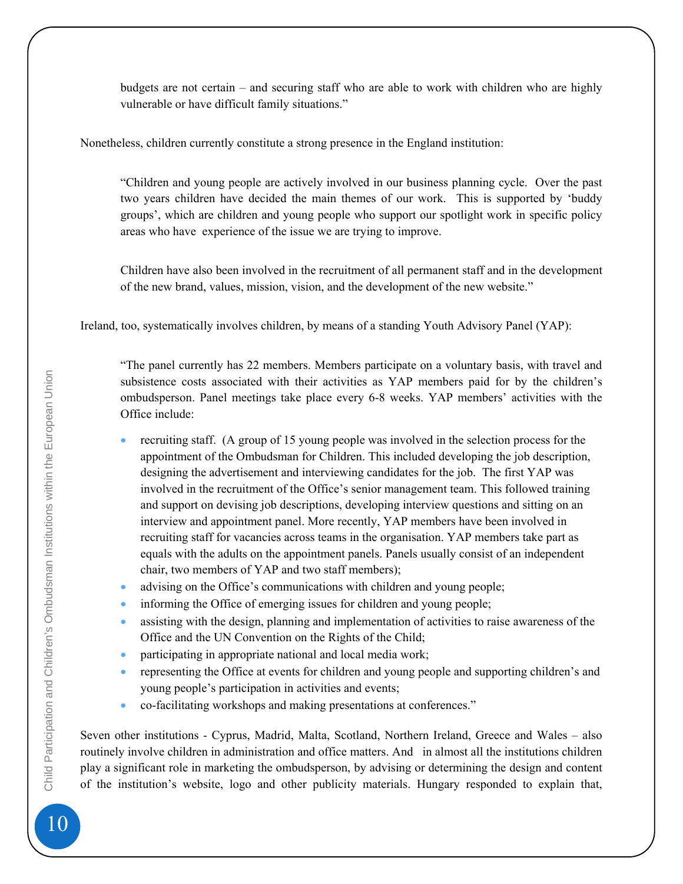budgets are not certain – and securing staff who are able to work with children who are highly vulnerable or have difficult family situations."

Nonetheless, children currently constitute a strong presence in the England institution:

> "Children and young people are actively involved in our business planning cycle. Over the past two years children have decided the main themes of our work. This is supported by 'buddy groups', which are children and young people who support our spotlight work in specific policy areas who have experience of the issue we are trying to improve.
>
> Children have also been involved in the recruitment of all permanent staff and in the development of the new brand, values, mission, vision, and the development of the new website."

Ireland, too, systematically involves children, by means of a standing Youth Advisory Panel (YAP):

> "The panel currently has 22 members. Members participate on a voluntary basis, with travel and subsistence costs associated with their activities as YAP members paid for by the children's ombudsperson. Panel meetings take place every 6-8 weeks. YAP members' activities with the Office include:
>
> - recruiting staff. (A group of 15 young people was involved in the selection process for the appointment of the Ombudsman for Children. This included developing the job description, designing the advertisement and interviewing candidates for the job. The first YAP was involved in the recruitment of the Office's senior management team. This followed training and support on devising job descriptions, developing interview questions and sitting on an interview and appointment panel. More recently, YAP members have been involved in recruiting staff for vacancies across teams in the organisation. YAP members take part as equals with the adults on the appointment panels. Panels usually consist of an independent chair, two members of YAP and two staff members);
> - advising on the Office's communications with children and young people;
> - informing the Office of emerging issues for children and young people;
> - assisting with the design, planning and implementation of activities to raise awareness of the Office and the UN Convention on the Rights of the Child;
> - participating in appropriate national and local media work;
> - representing the Office at events for children and young people and supporting children's and young people's participation in activities and events;
> - co-facilitating workshops and making presentations at conferences."

Seven other institutions - Cyprus, Madrid, Malta, Scotland, Northern Ireland, Greece and Wales – also routinely involve children in administration and office matters. And in almost all the institutions children play a significant role in marketing the ombudsperson, by advising or determining the design and content of the institution's website, logo and other publicity materials. Hungary responded to explain that,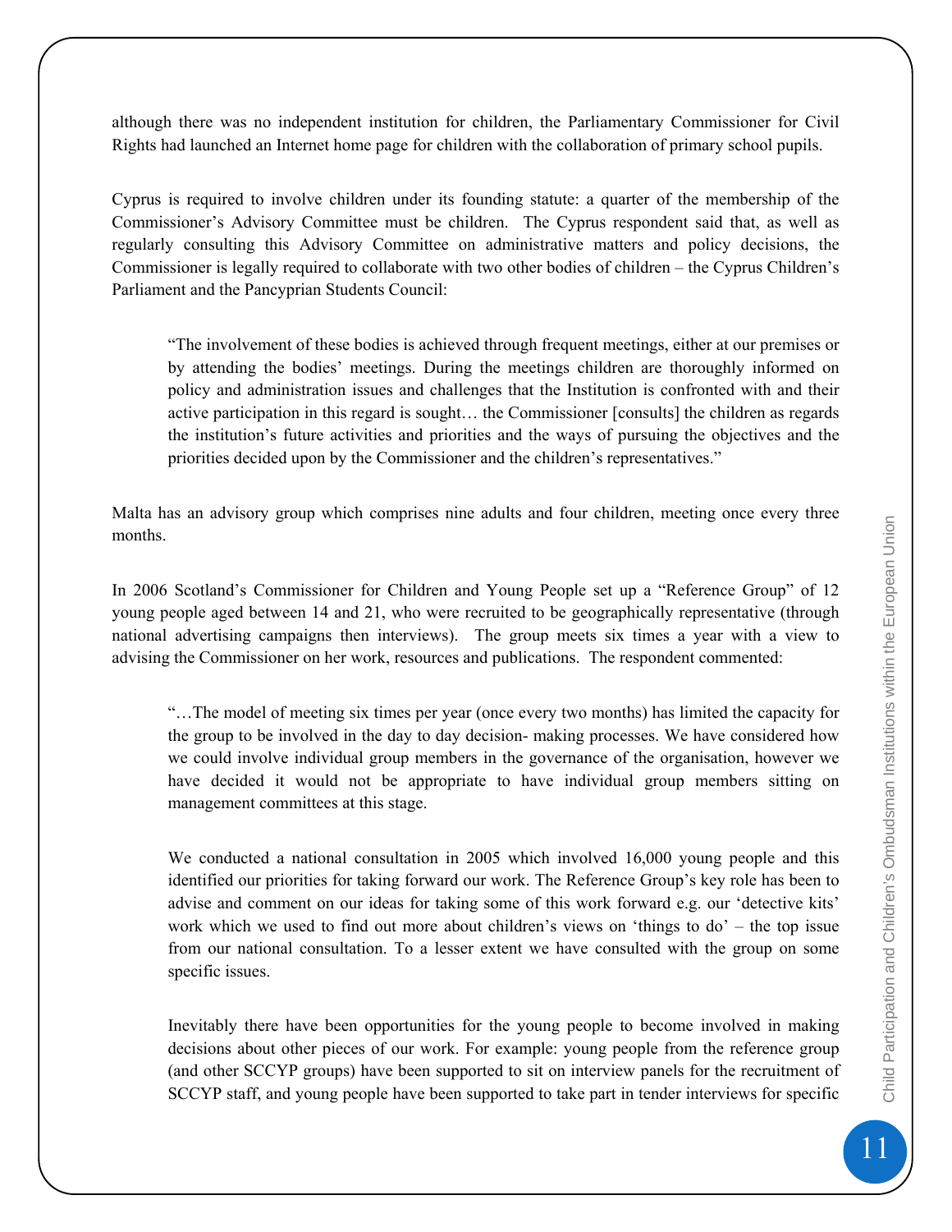although there was no independent institution for children, the Parliamentary Commissioner for Civil Rights had launched an Internet home page for children with the collaboration of primary school pupils.

Cyprus is required to involve children under its founding statute: a quarter of the membership of the Commissioner's Advisory Committee must be children. The Cyprus respondent said that, as well as regularly consulting this Advisory Committee on administrative matters and policy decisions, the Commissioner is legally required to collaborate with two other bodies of children – the Cyprus Children's Parliament and the Pancyprian Students Council:

> "The involvement of these bodies is achieved through frequent meetings, either at our premises or by attending the bodies' meetings. During the meetings children are thoroughly informed on policy and administration issues and challenges that the Institution is confronted with and their active participation in this regard is sought… the Commissioner [consults] the children as regards the institution's future activities and priorities and the ways of pursuing the objectives and the priorities decided upon by the Commissioner and the children's representatives."

Malta has an advisory group which comprises nine adults and four children, meeting once every three months.

In 2006 Scotland's Commissioner for Children and Young People set up a "Reference Group" of 12 young people aged between 14 and 21, who were recruited to be geographically representative (through national advertising campaigns then interviews). The group meets six times a year with a view to advising the Commissioner on her work, resources and publications. The respondent commented:

> "…The model of meeting six times per year (once every two months) has limited the capacity for the group to be involved in the day to day decision- making processes. We have considered how we could involve individual group members in the governance of the organisation, however we have decided it would not be appropriate to have individual group members sitting on management committees at this stage.
>
> We conducted a national consultation in 2005 which involved 16,000 young people and this identified our priorities for taking forward our work. The Reference Group's key role has been to advise and comment on our ideas for taking some of this work forward e.g. our 'detective kits' work which we used to find out more about children's views on 'things to do' – the top issue from our national consultation. To a lesser extent we have consulted with the group on some specific issues.
>
> Inevitably there have been opportunities for the young people to become involved in making decisions about other pieces of our work. For example: young people from the reference group (and other SCCYP groups) have been supported to sit on interview panels for the recruitment of SCCYP staff, and young people have been supported to take part in tender interviews for specific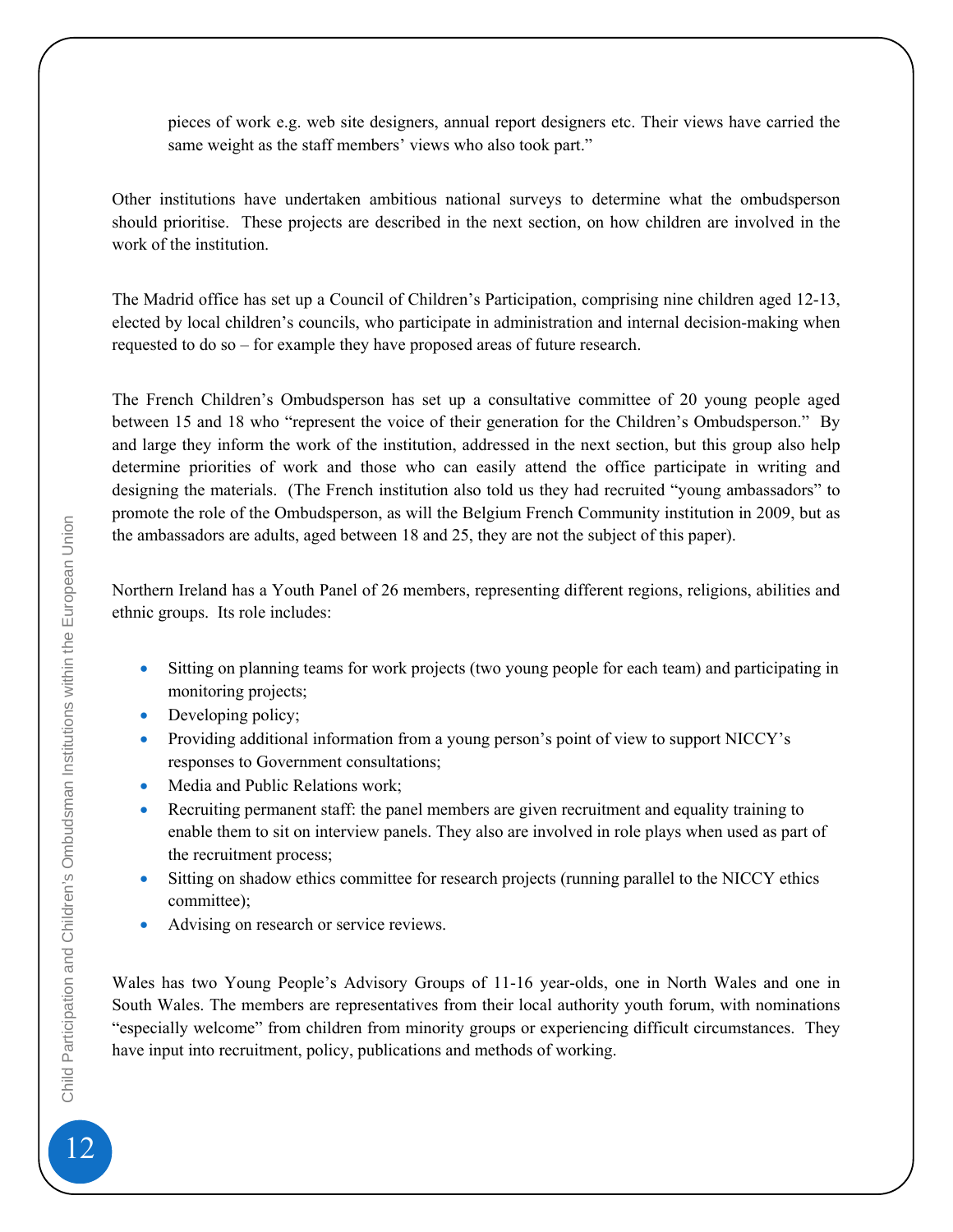pieces of work e.g. web site designers, annual report designers etc. Their views have carried the same weight as the staff members' views who also took part."

Other institutions have undertaken ambitious national surveys to determine what the ombudsperson should prioritise. These projects are described in the next section, on how children are involved in the work of the institution.

The Madrid office has set up a Council of Children's Participation, comprising nine children aged 12-13, elected by local children's councils, who participate in administration and internal decision-making when requested to do so – for example they have proposed areas of future research.

The French Children's Ombudsperson has set up a consultative committee of 20 young people aged between 15 and 18 who "represent the voice of their generation for the Children's Ombudsperson." By and large they inform the work of the institution, addressed in the next section, but this group also help determine priorities of work and those who can easily attend the office participate in writing and designing the materials. (The French institution also told us they had recruited "young ambassadors" to promote the role of the Ombudsperson, as will the Belgium French Community institution in 2009, but as the ambassadors are adults, aged between 18 and 25, they are not the subject of this paper).

Northern Ireland has a Youth Panel of 26 members, representing different regions, religions, abilities and ethnic groups. Its role includes:

- Sitting on planning teams for work projects (two young people for each team) and participating in monitoring projects;
- Developing policy;
- Providing additional information from a young person's point of view to support NICCY's responses to Government consultations;
- Media and Public Relations work;
- Recruiting permanent staff: the panel members are given recruitment and equality training to enable them to sit on interview panels. They also are involved in role plays when used as part of the recruitment process;
- Sitting on shadow ethics committee for research projects (running parallel to the NICCY ethics committee);
- Advising on research or service reviews.

Wales has two Young People's Advisory Groups of 11-16 year-olds, one in North Wales and one in South Wales. The members are representatives from their local authority youth forum, with nominations "especially welcome" from children from minority groups or experiencing difficult circumstances. They have input into recruitment, policy, publications and methods of working.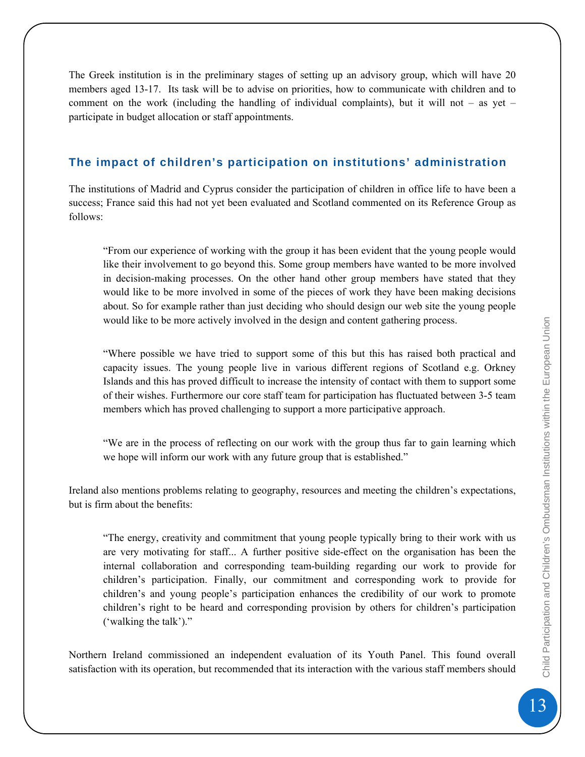The Greek institution is in the preliminary stages of setting up an advisory group, which will have 20 members aged 13-17. Its task will be to advise on priorities, how to communicate with children and to comment on the work (including the handling of individual complaints), but it will not – as yet – participate in budget allocation or staff appointments.

## The impact of children's participation on institutions' administration

The institutions of Madrid and Cyprus consider the participation of children in office life to have been a success; France said this had not yet been evaluated and Scotland commented on its Reference Group as follows:

> "From our experience of working with the group it has been evident that the young people would like their involvement to go beyond this. Some group members have wanted to be more involved in decision-making processes. On the other hand other group members have stated that they would like to be more involved in some of the pieces of work they have been making decisions about. So for example rather than just deciding who should design our web site the young people would like to be more actively involved in the design and content gathering process.
>
> "Where possible we have tried to support some of this but this has raised both practical and capacity issues. The young people live in various different regions of Scotland e.g. Orkney Islands and this has proved difficult to increase the intensity of contact with them to support some of their wishes. Furthermore our core staff team for participation has fluctuated between 3-5 team members which has proved challenging to support a more participative approach.
>
> "We are in the process of reflecting on our work with the group thus far to gain learning which we hope will inform our work with any future group that is established."

Ireland also mentions problems relating to geography, resources and meeting the children's expectations, but is firm about the benefits:

> "The energy, creativity and commitment that young people typically bring to their work with us are very motivating for staff... A further positive side-effect on the organisation has been the internal collaboration and corresponding team-building regarding our work to provide for children's participation. Finally, our commitment and corresponding work to provide for children's and young people's participation enhances the credibility of our work to promote children's right to be heard and corresponding provision by others for children's participation ('walking the talk')."

Northern Ireland commissioned an independent evaluation of its Youth Panel. This found overall satisfaction with its operation, but recommended that its interaction with the various staff members should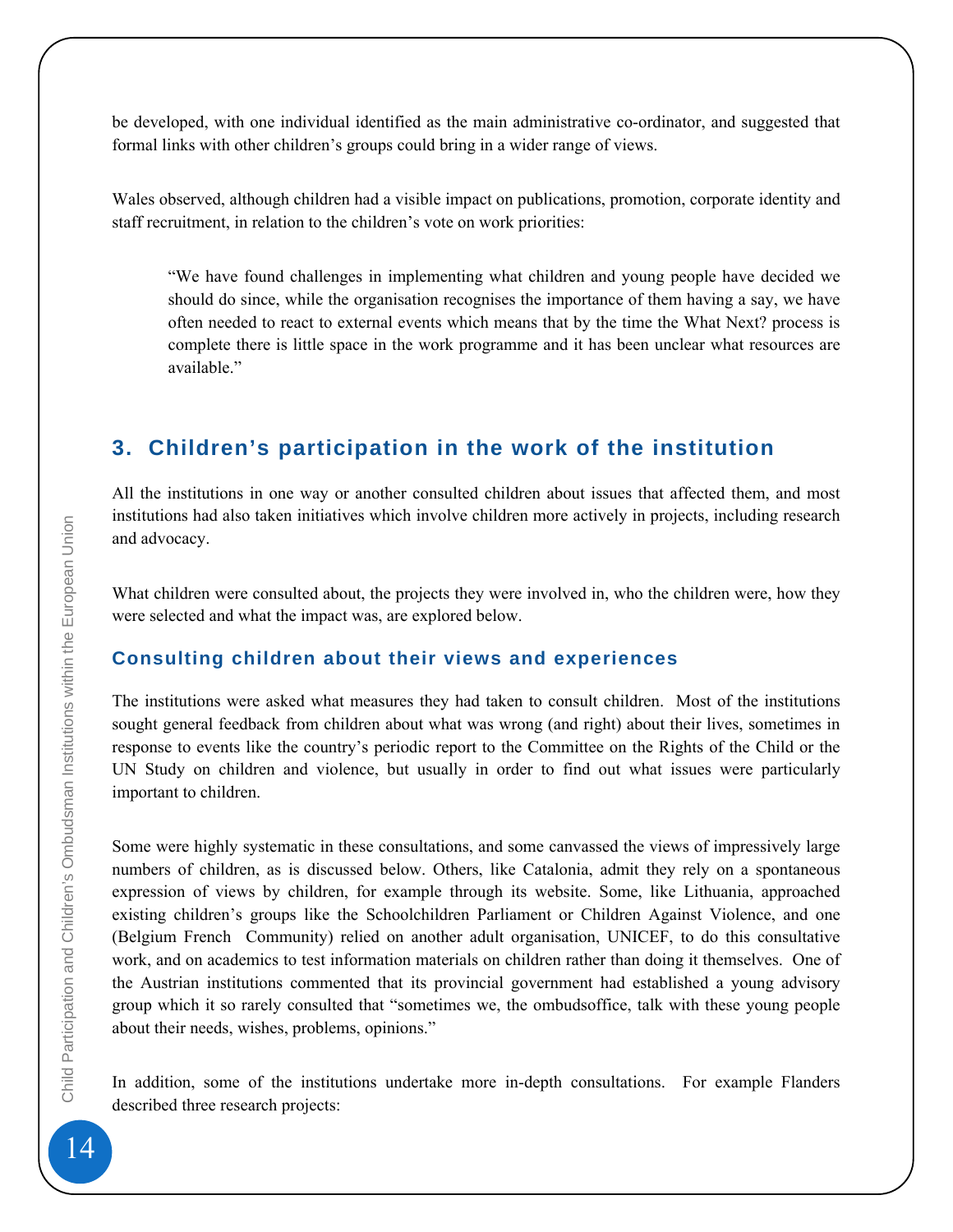be developed, with one individual identified as the main administrative co-ordinator, and suggested that formal links with other children's groups could bring in a wider range of views.

Wales observed, although children had a visible impact on publications, promotion, corporate identity and staff recruitment, in relation to the children's vote on work priorities:

> "We have found challenges in implementing what children and young people have decided we should do since, while the organisation recognises the importance of them having a say, we have often needed to react to external events which means that by the time the What Next? process is complete there is little space in the work programme and it has been unclear what resources are available."

## 3. Children's participation in the work of the institution

All the institutions in one way or another consulted children about issues that affected them, and most institutions had also taken initiatives which involve children more actively in projects, including research and advocacy.

What children were consulted about, the projects they were involved in, who the children were, how they were selected and what the impact was, are explored below.

### Consulting children about their views and experiences

The institutions were asked what measures they had taken to consult children. Most of the institutions sought general feedback from children about what was wrong (and right) about their lives, sometimes in response to events like the country's periodic report to the Committee on the Rights of the Child or the UN Study on children and violence, but usually in order to find out what issues were particularly important to children.

Some were highly systematic in these consultations, and some canvassed the views of impressively large numbers of children, as is discussed below. Others, like Catalonia, admit they rely on a spontaneous expression of views by children, for example through its website. Some, like Lithuania, approached existing children's groups like the Schoolchildren Parliament or Children Against Violence, and one (Belgium French Community) relied on another adult organisation, UNICEF, to do this consultative work, and on academics to test information materials on children rather than doing it themselves. One of the Austrian institutions commented that its provincial government had established a young advisory group which it so rarely consulted that "sometimes we, the ombudsoffice, talk with these young people about their needs, wishes, problems, opinions."

In addition, some of the institutions undertake more in-depth consultations. For example Flanders described three research projects: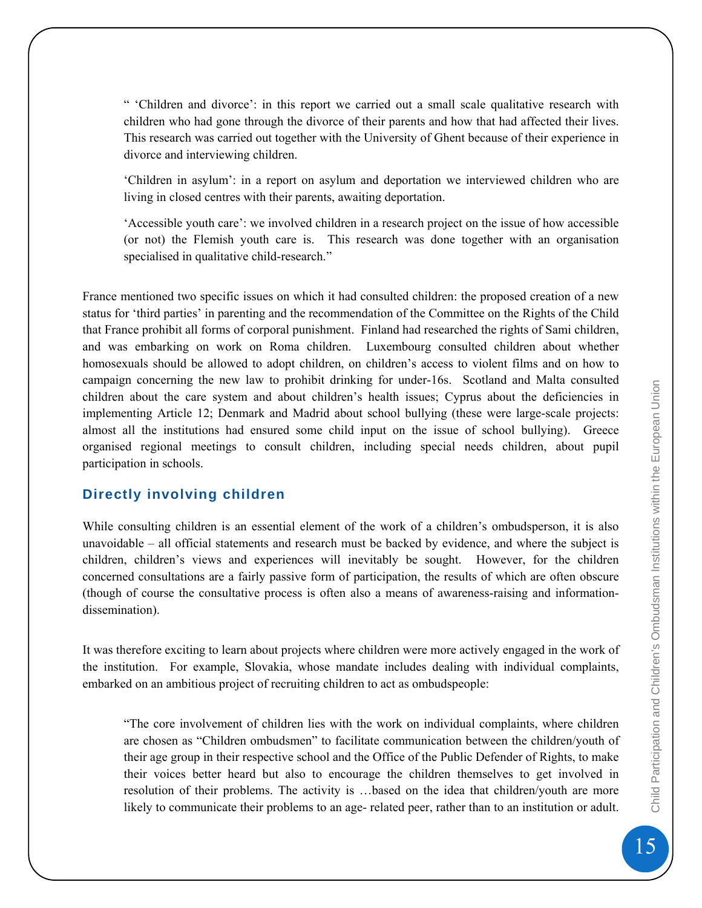> " 'Children and divorce': in this report we carried out a small scale qualitative research with children who had gone through the divorce of their parents and how that had affected their lives. This research was carried out together with the University of Ghent because of their experience in divorce and interviewing children.
>
> 'Children in asylum': in a report on asylum and deportation we interviewed children who are living in closed centres with their parents, awaiting deportation.
>
> 'Accessible youth care': we involved children in a research project on the issue of how accessible (or not) the Flemish youth care is. This research was done together with an organisation specialised in qualitative child-research."

France mentioned two specific issues on which it had consulted children: the proposed creation of a new status for 'third parties' in parenting and the recommendation of the Committee on the Rights of the Child that France prohibit all forms of corporal punishment. Finland had researched the rights of Sami children, and was embarking on work on Roma children. Luxembourg consulted children about whether homosexuals should be allowed to adopt children, on children's access to violent films and on how to campaign concerning the new law to prohibit drinking for under-16s. Scotland and Malta consulted children about the care system and about children's health issues; Cyprus about the deficiencies in implementing Article 12; Denmark and Madrid about school bullying (these were large-scale projects: almost all the institutions had ensured some child input on the issue of school bullying). Greece organised regional meetings to consult children, including special needs children, about pupil participation in schools.

## Directly involving children

While consulting children is an essential element of the work of a children's ombudsperson, it is also unavoidable – all official statements and research must be backed by evidence, and where the subject is children, children's views and experiences will inevitably be sought. However, for the children concerned consultations are a fairly passive form of participation, the results of which are often obscure (though of course the consultative process is often also a means of awareness-raising and information-dissemination).

It was therefore exciting to learn about projects where children were more actively engaged in the work of the institution. For example, Slovakia, whose mandate includes dealing with individual complaints, embarked on an ambitious project of recruiting children to act as ombudspeople:

> "The core involvement of children lies with the work on individual complaints, where children are chosen as "Children ombudsmen" to facilitate communication between the children/youth of their age group in their respective school and the Office of the Public Defender of Rights, to make their voices better heard but also to encourage the children themselves to get involved in resolution of their problems. The activity is …based on the idea that children/youth are more likely to communicate their problems to an age- related peer, rather than to an institution or adult.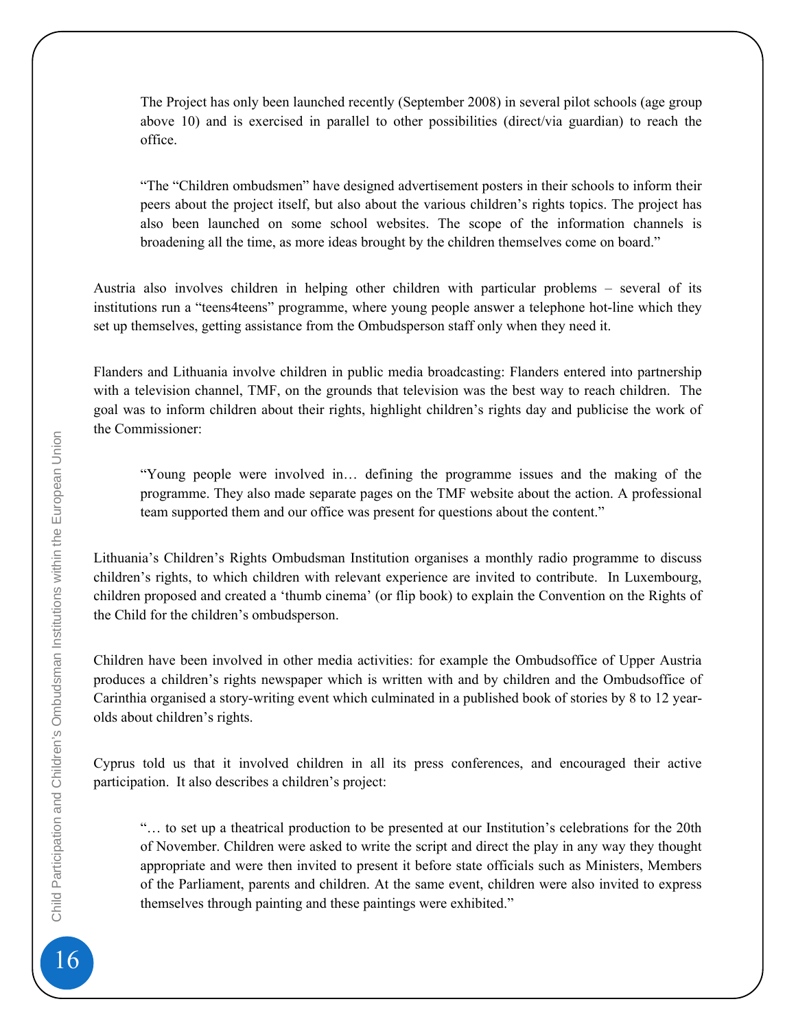> The Project has only been launched recently (September 2008) in several pilot schools (age group above 10) and is exercised in parallel to other possibilities (direct/via guardian) to reach the office.

> “The “Children ombudsmen” have designed advertisement posters in their schools to inform their peers about the project itself, but also about the various children’s rights topics. The project has also been launched on some school websites. The scope of the information channels is broadening all the time, as more ideas brought by the children themselves come on board.”

Austria also involves children in helping other children with particular problems – several of its institutions run a “teens4teens” programme, where young people answer a telephone hot-line which they set up themselves, getting assistance from the Ombudsperson staff only when they need it.

Flanders and Lithuania involve children in public media broadcasting: Flanders entered into partnership with a television channel, TMF, on the grounds that television was the best way to reach children. The goal was to inform children about their rights, highlight children’s rights day and publicise the work of the Commissioner:

> “Young people were involved in… defining the programme issues and the making of the programme. They also made separate pages on the TMF website about the action. A professional team supported them and our office was present for questions about the content.”

Lithuania’s Children’s Rights Ombudsman Institution organises a monthly radio programme to discuss children’s rights, to which children with relevant experience are invited to contribute. In Luxembourg, children proposed and created a ‘thumb cinema’ (or flip book) to explain the Convention on the Rights of the Child for the children’s ombudsperson.

Children have been involved in other media activities: for example the Ombudsoffice of Upper Austria produces a children’s rights newspaper which is written with and by children and the Ombudsoffice of Carinthia organised a story-writing event which culminated in a published book of stories by 8 to 12 year-olds about children’s rights.

Cyprus told us that it involved children in all its press conferences, and encouraged their active participation. It also describes a children’s project:

> “… to set up a theatrical production to be presented at our Institution’s celebrations for the 20th of November. Children were asked to write the script and direct the play in any way they thought appropriate and were then invited to present it before state officials such as Ministers, Members of the Parliament, parents and children. At the same event, children were also invited to express themselves through painting and these paintings were exhibited.”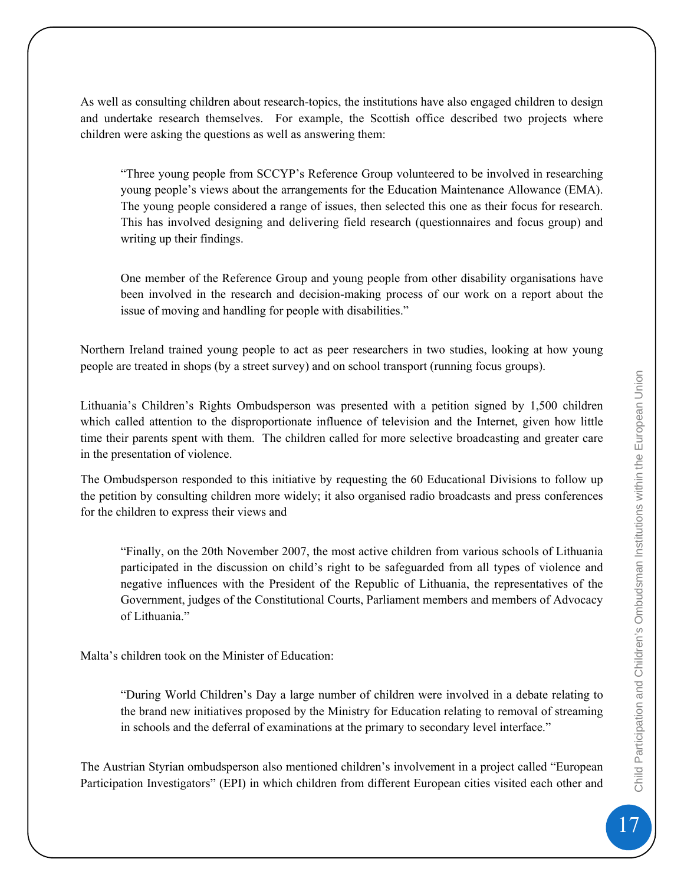As well as consulting children about research-topics, the institutions have also engaged children to design and undertake research themselves. For example, the Scottish office described two projects where children were asking the questions as well as answering them:

> "Three young people from SCCYP's Reference Group volunteered to be involved in researching young people's views about the arrangements for the Education Maintenance Allowance (EMA). The young people considered a range of issues, then selected this one as their focus for research. This has involved designing and delivering field research (questionnaires and focus group) and writing up their findings.
>
> One member of the Reference Group and young people from other disability organisations have been involved in the research and decision-making process of our work on a report about the issue of moving and handling for people with disabilities."

Northern Ireland trained young people to act as peer researchers in two studies, looking at how young people are treated in shops (by a street survey) and on school transport (running focus groups).

Lithuania's Children's Rights Ombudsperson was presented with a petition signed by 1,500 children which called attention to the disproportionate influence of television and the Internet, given how little time their parents spent with them. The children called for more selective broadcasting and greater care in the presentation of violence.

The Ombudsperson responded to this initiative by requesting the 60 Educational Divisions to follow up the petition by consulting children more widely; it also organised radio broadcasts and press conferences for the children to express their views and

> "Finally, on the 20th November 2007, the most active children from various schools of Lithuania participated in the discussion on child's right to be safeguarded from all types of violence and negative influences with the President of the Republic of Lithuania, the representatives of the Government, judges of the Constitutional Courts, Parliament members and members of Advocacy of Lithuania."

Malta's children took on the Minister of Education:

> "During World Children's Day a large number of children were involved in a debate relating to the brand new initiatives proposed by the Ministry for Education relating to removal of streaming in schools and the deferral of examinations at the primary to secondary level interface."

The Austrian Styrian ombudsperson also mentioned children's involvement in a project called "European Participation Investigators" (EPI) in which children from different European cities visited each other and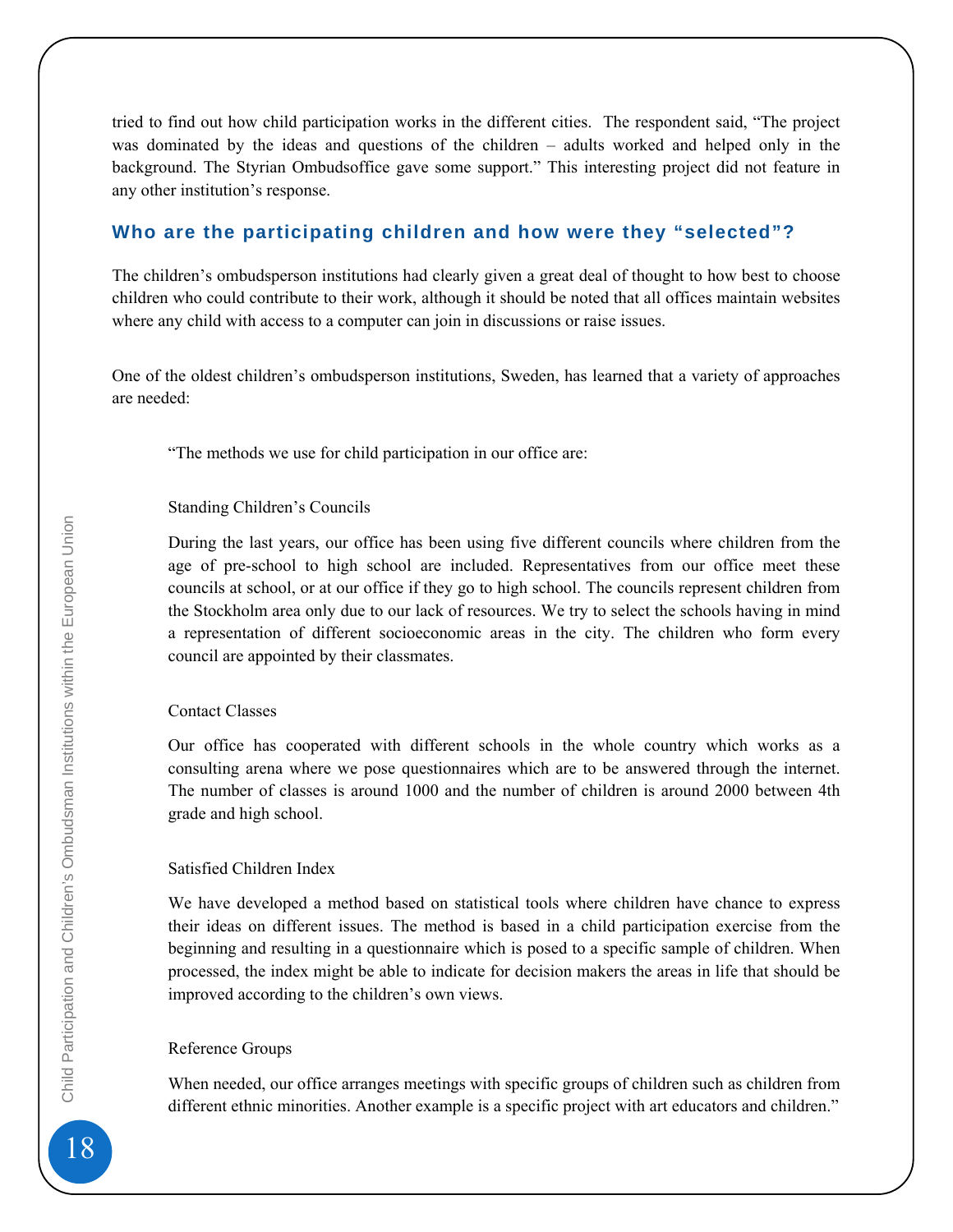tried to find out how child participation works in the different cities. The respondent said, "The project was dominated by the ideas and questions of the children – adults worked and helped only in the background. The Styrian Ombudsoffice gave some support." This interesting project did not feature in any other institution's response.

## Who are the participating children and how were they "selected"?

The children's ombudsperson institutions had clearly given a great deal of thought to how best to choose children who could contribute to their work, although it should be noted that all offices maintain websites where any child with access to a computer can join in discussions or raise issues.

One of the oldest children's ombudsperson institutions, Sweden, has learned that a variety of approaches are needed:

> "The methods we use for child participation in our office are:
>
> Standing Children's Councils
>
> During the last years, our office has been using five different councils where children from the age of pre-school to high school are included. Representatives from our office meet these councils at school, or at our office if they go to high school. The councils represent children from the Stockholm area only due to our lack of resources. We try to select the schools having in mind a representation of different socioeconomic areas in the city. The children who form every council are appointed by their classmates.
>
> Contact Classes
>
> Our office has cooperated with different schools in the whole country which works as a consulting arena where we pose questionnaires which are to be answered through the internet. The number of classes is around 1000 and the number of children is around 2000 between 4th grade and high school.
>
> Satisfied Children Index
>
> We have developed a method based on statistical tools where children have chance to express their ideas on different issues. The method is based in a child participation exercise from the beginning and resulting in a questionnaire which is posed to a specific sample of children. When processed, the index might be able to indicate for decision makers the areas in life that should be improved according to the children's own views.
>
> Reference Groups
>
> When needed, our office arranges meetings with specific groups of children such as children from different ethnic minorities. Another example is a specific project with art educators and children."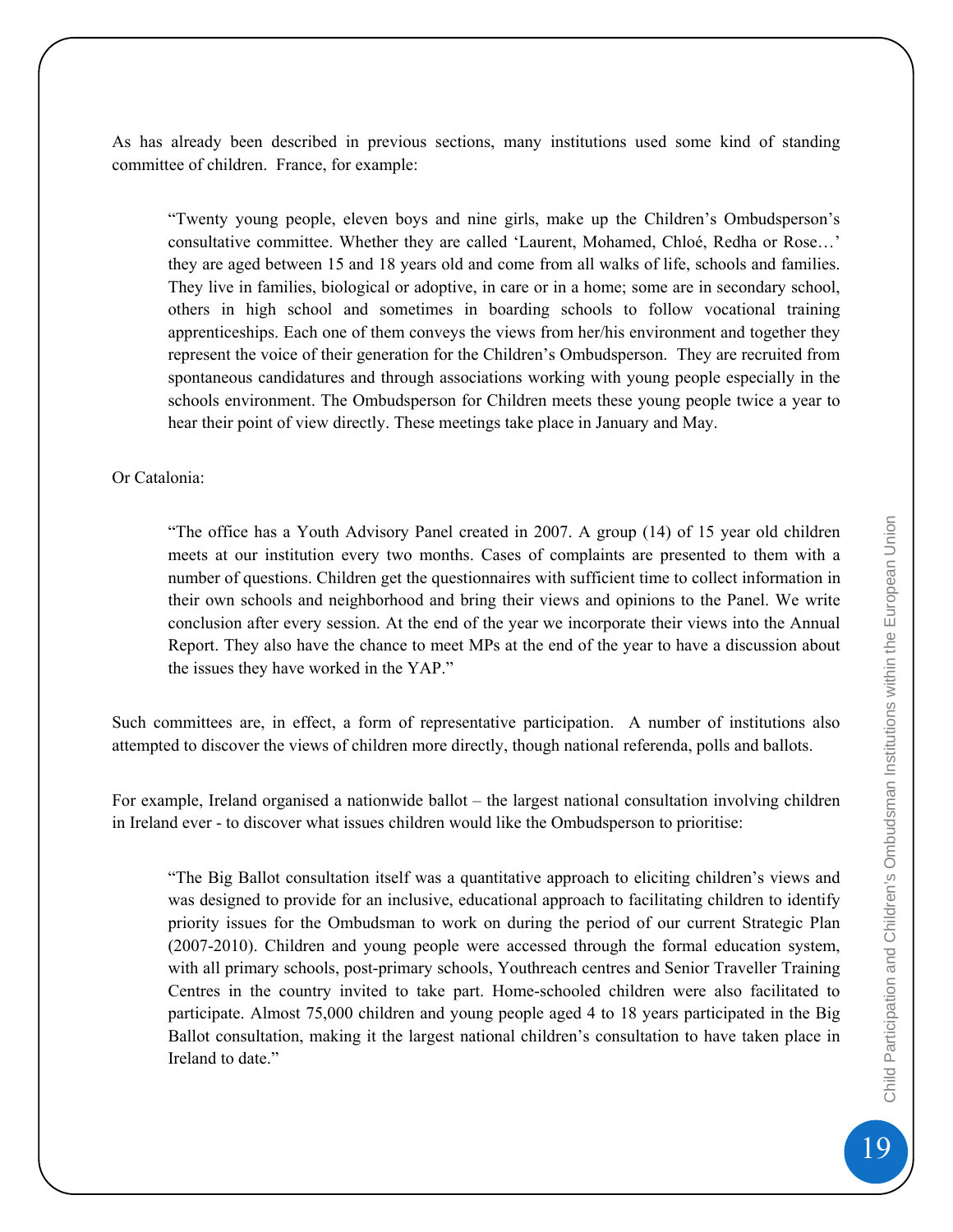As has already been described in previous sections, many institutions used some kind of standing committee of children. France, for example:

> "Twenty young people, eleven boys and nine girls, make up the Children's Ombudsperson's consultative committee. Whether they are called 'Laurent, Mohamed, Chloé, Redha or Rose…' they are aged between 15 and 18 years old and come from all walks of life, schools and families. They live in families, biological or adoptive, in care or in a home; some are in secondary school, others in high school and sometimes in boarding schools to follow vocational training apprenticeships. Each one of them conveys the views from her/his environment and together they represent the voice of their generation for the Children's Ombudsperson. They are recruited from spontaneous candidatures and through associations working with young people especially in the schools environment. The Ombudsperson for Children meets these young people twice a year to hear their point of view directly. These meetings take place in January and May.

Or Catalonia:

> "The office has a Youth Advisory Panel created in 2007. A group (14) of 15 year old children meets at our institution every two months. Cases of complaints are presented to them with a number of questions. Children get the questionnaires with sufficient time to collect information in their own schools and neighborhood and bring their views and opinions to the Panel. We write conclusion after every session. At the end of the year we incorporate their views into the Annual Report. They also have the chance to meet MPs at the end of the year to have a discussion about the issues they have worked in the YAP."

Such committees are, in effect, a form of representative participation. A number of institutions also attempted to discover the views of children more directly, though national referenda, polls and ballots.

For example, Ireland organised a nationwide ballot – the largest national consultation involving children in Ireland ever - to discover what issues children would like the Ombudsperson to prioritise:

> "The Big Ballot consultation itself was a quantitative approach to eliciting children's views and was designed to provide for an inclusive, educational approach to facilitating children to identify priority issues for the Ombudsman to work on during the period of our current Strategic Plan (2007-2010). Children and young people were accessed through the formal education system, with all primary schools, post-primary schools, Youthreach centres and Senior Traveller Training Centres in the country invited to take part. Home-schooled children were also facilitated to participate. Almost 75,000 children and young people aged 4 to 18 years participated in the Big Ballot consultation, making it the largest national children's consultation to have taken place in Ireland to date."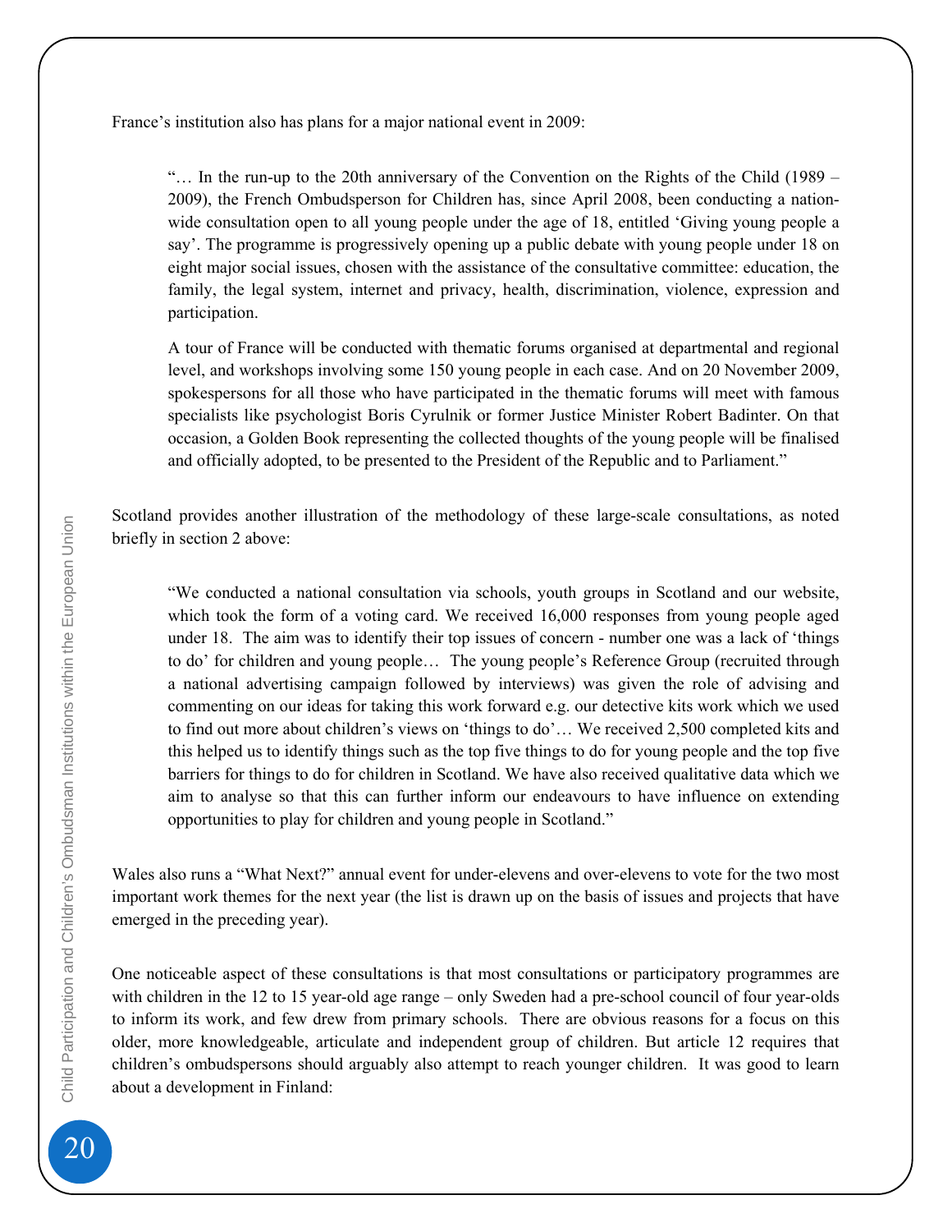France's institution also has plans for a major national event in 2009:

> "… In the run-up to the 20th anniversary of the Convention on the Rights of the Child (1989 – 2009), the French Ombudsperson for Children has, since April 2008, been conducting a nation-wide consultation open to all young people under the age of 18, entitled 'Giving young people a say'. The programme is progressively opening up a public debate with young people under 18 on eight major social issues, chosen with the assistance of the consultative committee: education, the family, the legal system, internet and privacy, health, discrimination, violence, expression and participation.
>
> A tour of France will be conducted with thematic forums organised at departmental and regional level, and workshops involving some 150 young people in each case. And on 20 November 2009, spokespersons for all those who have participated in the thematic forums will meet with famous specialists like psychologist Boris Cyrulnik or former Justice Minister Robert Badinter. On that occasion, a Golden Book representing the collected thoughts of the young people will be finalised and officially adopted, to be presented to the President of the Republic and to Parliament."

Scotland provides another illustration of the methodology of these large-scale consultations, as noted briefly in section 2 above:

> "We conducted a national consultation via schools, youth groups in Scotland and our website, which took the form of a voting card. We received 16,000 responses from young people aged under 18. The aim was to identify their top issues of concern - number one was a lack of 'things to do' for children and young people… The young people's Reference Group (recruited through a national advertising campaign followed by interviews) was given the role of advising and commenting on our ideas for taking this work forward e.g. our detective kits work which we used to find out more about children's views on 'things to do'… We received 2,500 completed kits and this helped us to identify things such as the top five things to do for young people and the top five barriers for things to do for children in Scotland. We have also received qualitative data which we aim to analyse so that this can further inform our endeavours to have influence on extending opportunities to play for children and young people in Scotland."

Wales also runs a "What Next?" annual event for under-elevens and over-elevens to vote for the two most important work themes for the next year (the list is drawn up on the basis of issues and projects that have emerged in the preceding year).

One noticeable aspect of these consultations is that most consultations or participatory programmes are with children in the 12 to 15 year-old age range – only Sweden had a pre-school council of four year-olds to inform its work, and few drew from primary schools. There are obvious reasons for a focus on this older, more knowledgeable, articulate and independent group of children. But article 12 requires that children's ombudspersons should arguably also attempt to reach younger children. It was good to learn about a development in Finland: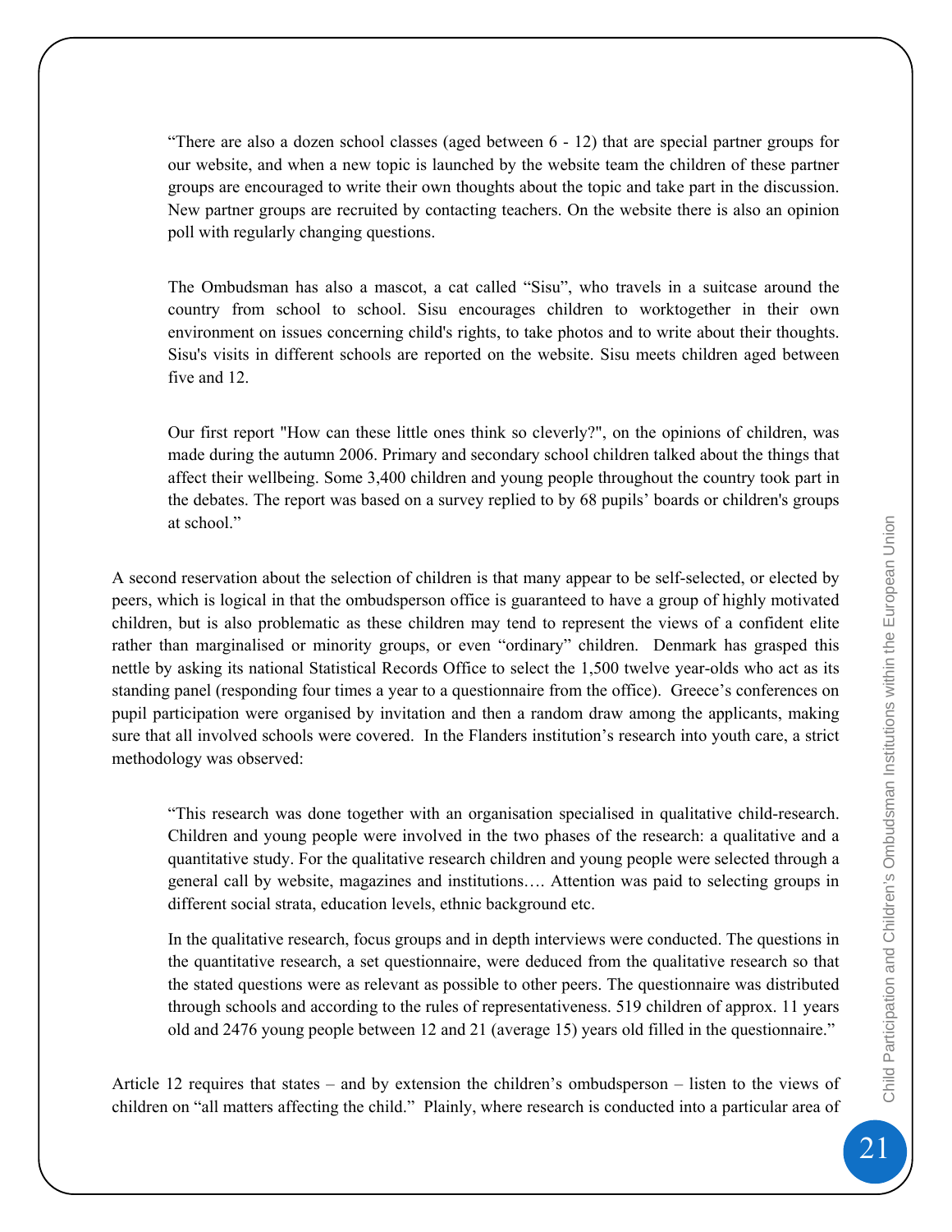> "There are also a dozen school classes (aged between 6 - 12) that are special partner groups for our website, and when a new topic is launched by the website team the children of these partner groups are encouraged to write their own thoughts about the topic and take part in the discussion. New partner groups are recruited by contacting teachers. On the website there is also an opinion poll with regularly changing questions.
>
> The Ombudsman has also a mascot, a cat called "Sisu", who travels in a suitcase around the country from school to school. Sisu encourages children to worktogether in their own environment on issues concerning child's rights, to take photos and to write about their thoughts. Sisu's visits in different schools are reported on the website. Sisu meets children aged between five and 12.
>
> Our first report "How can these little ones think so cleverly?", on the opinions of children, was made during the autumn 2006. Primary and secondary school children talked about the things that affect their wellbeing. Some 3,400 children and young people throughout the country took part in the debates. The report was based on a survey replied to by 68 pupils' boards or children's groups at school."

A second reservation about the selection of children is that many appear to be self-selected, or elected by peers, which is logical in that the ombudsperson office is guaranteed to have a group of highly motivated children, but is also problematic as these children may tend to represent the views of a confident elite rather than marginalised or minority groups, or even "ordinary" children. Denmark has grasped this nettle by asking its national Statistical Records Office to select the 1,500 twelve year-olds who act as its standing panel (responding four times a year to a questionnaire from the office). Greece's conferences on pupil participation were organised by invitation and then a random draw among the applicants, making sure that all involved schools were covered. In the Flanders institution's research into youth care, a strict methodology was observed:

> "This research was done together with an organisation specialised in qualitative child-research. Children and young people were involved in the two phases of the research: a qualitative and a quantitative study. For the qualitative research children and young people were selected through a general call by website, magazines and institutions…. Attention was paid to selecting groups in different social strata, education levels, ethnic background etc.
>
> In the qualitative research, focus groups and in depth interviews were conducted. The questions in the quantitative research, a set questionnaire, were deduced from the qualitative research so that the stated questions were as relevant as possible to other peers. The questionnaire was distributed through schools and according to the rules of representativeness. 519 children of approx. 11 years old and 2476 young people between 12 and 21 (average 15) years old filled in the questionnaire."

Article 12 requires that states – and by extension the children's ombudsperson – listen to the views of children on "all matters affecting the child." Plainly, where research is conducted into a particular area of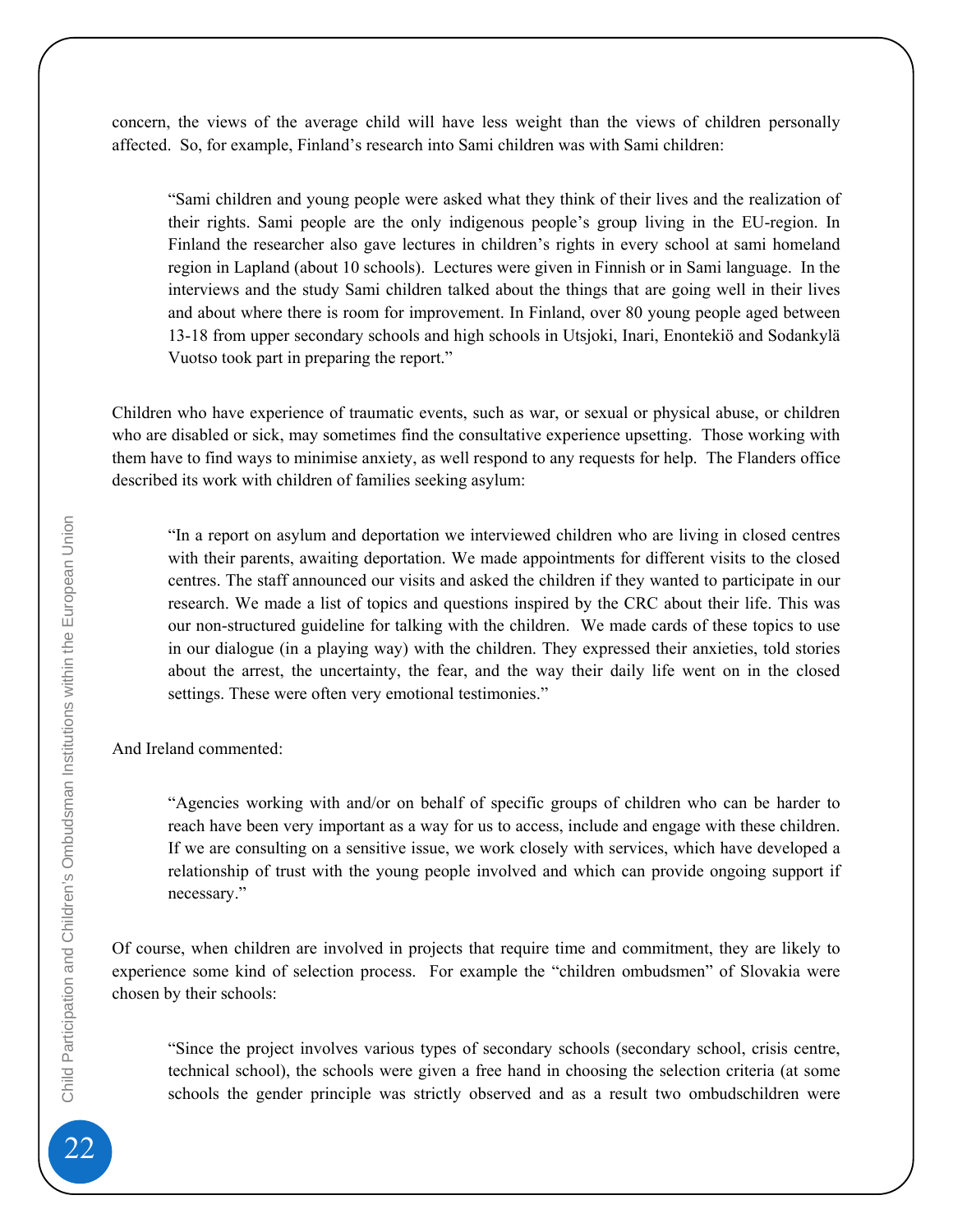concern, the views of the average child will have less weight than the views of children personally affected. So, for example, Finland's research into Sami children was with Sami children:

> "Sami children and young people were asked what they think of their lives and the realization of their rights. Sami people are the only indigenous people's group living in the EU-region. In Finland the researcher also gave lectures in children's rights in every school at sami homeland region in Lapland (about 10 schools). Lectures were given in Finnish or in Sami language. In the interviews and the study Sami children talked about the things that are going well in their lives and about where there is room for improvement. In Finland, over 80 young people aged between 13-18 from upper secondary schools and high schools in Utsjoki, Inari, Enontekiö and Sodankylä Vuotso took part in preparing the report."

Children who have experience of traumatic events, such as war, or sexual or physical abuse, or children who are disabled or sick, may sometimes find the consultative experience upsetting. Those working with them have to find ways to minimise anxiety, as well respond to any requests for help. The Flanders office described its work with children of families seeking asylum:

> "In a report on asylum and deportation we interviewed children who are living in closed centres with their parents, awaiting deportation. We made appointments for different visits to the closed centres. The staff announced our visits and asked the children if they wanted to participate in our research. We made a list of topics and questions inspired by the CRC about their life. This was our non-structured guideline for talking with the children. We made cards of these topics to use in our dialogue (in a playing way) with the children. They expressed their anxieties, told stories about the arrest, the uncertainty, the fear, and the way their daily life went on in the closed settings. These were often very emotional testimonies."

And Ireland commented:

> "Agencies working with and/or on behalf of specific groups of children who can be harder to reach have been very important as a way for us to access, include and engage with these children. If we are consulting on a sensitive issue, we work closely with services, which have developed a relationship of trust with the young people involved and which can provide ongoing support if necessary."

Of course, when children are involved in projects that require time and commitment, they are likely to experience some kind of selection process. For example the "children ombudsmen" of Slovakia were chosen by their schools:

> "Since the project involves various types of secondary schools (secondary school, crisis centre, technical school), the schools were given a free hand in choosing the selection criteria (at some schools the gender principle was strictly observed and as a result two ombudschildren were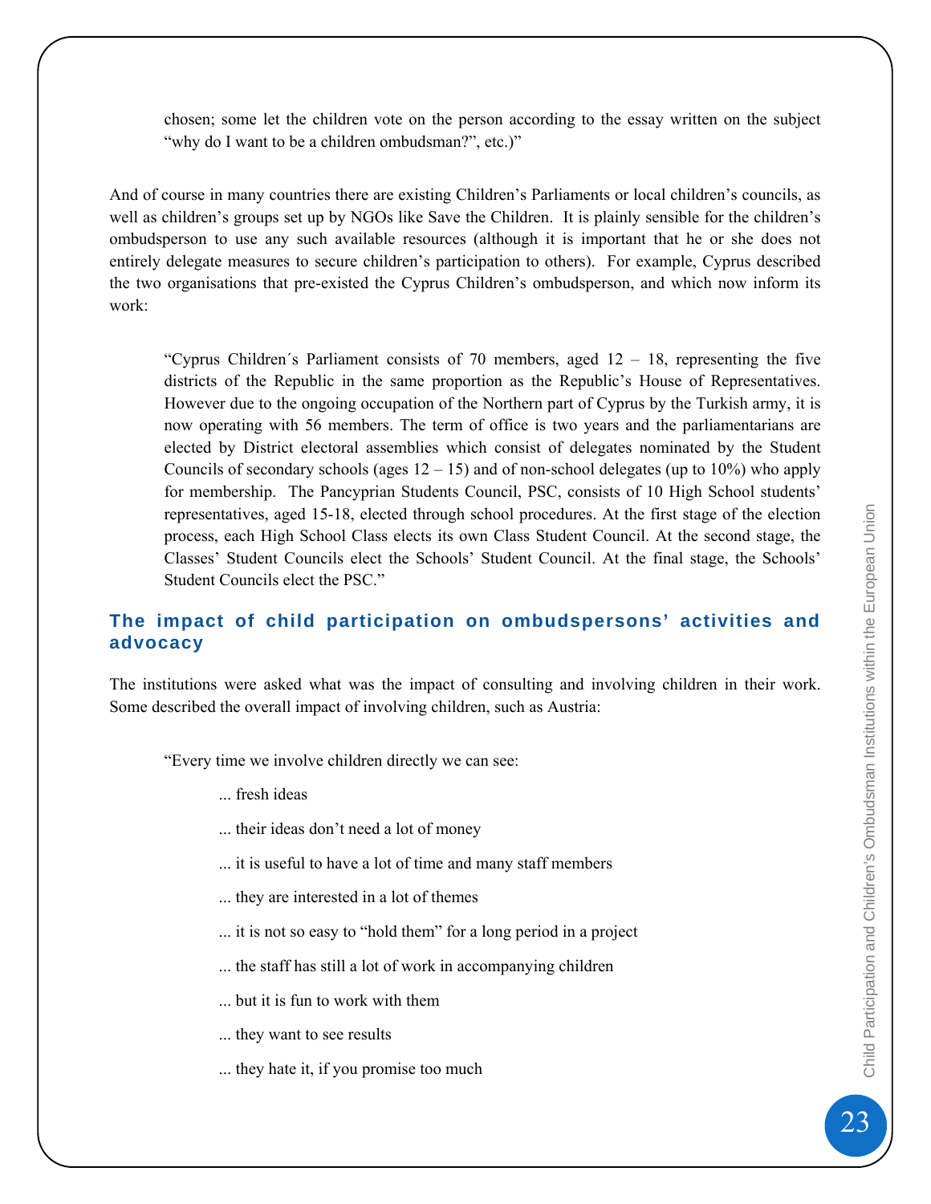chosen; some let the children vote on the person according to the essay written on the subject "why do I want to be a children ombudsman?", etc.)"

And of course in many countries there are existing Children's Parliaments or local children's councils, as well as children's groups set up by NGOs like Save the Children. It is plainly sensible for the children's ombudsperson to use any such available resources (although it is important that he or she does not entirely delegate measures to secure children's participation to others). For example, Cyprus described the two organisations that pre-existed the Cyprus Children's ombudsperson, and which now inform its work:

> "Cyprus Children´s Parliament consists of 70 members, aged 12 – 18, representing the five districts of the Republic in the same proportion as the Republic's House of Representatives. However due to the ongoing occupation of the Northern part of Cyprus by the Turkish army, it is now operating with 56 members. The term of office is two years and the parliamentarians are elected by District electoral assemblies which consist of delegates nominated by the Student Councils of secondary schools (ages 12 – 15) and of non-school delegates (up to 10%) who apply for membership. The Pancyprian Students Council, PSC, consists of 10 High School students' representatives, aged 15-18, elected through school procedures. At the first stage of the election process, each High School Class elects its own Class Student Council. At the second stage, the Classes' Student Councils elect the Schools' Student Council. At the final stage, the Schools' Student Councils elect the PSC."

## The impact of child participation on ombudspersons' activities and advocacy

The institutions were asked what was the impact of consulting and involving children in their work. Some described the overall impact of involving children, such as Austria:

> "Every time we involve children directly we can see:
>
> ... fresh ideas
>
> ... their ideas don't need a lot of money
>
> ... it is useful to have a lot of time and many staff members
>
> ... they are interested in a lot of themes
>
> ... it is not so easy to "hold them" for a long period in a project
>
> ... the staff has still a lot of work in accompanying children
>
> ... but it is fun to work with them
>
> ... they want to see results
>
> ... they hate it, if you promise too much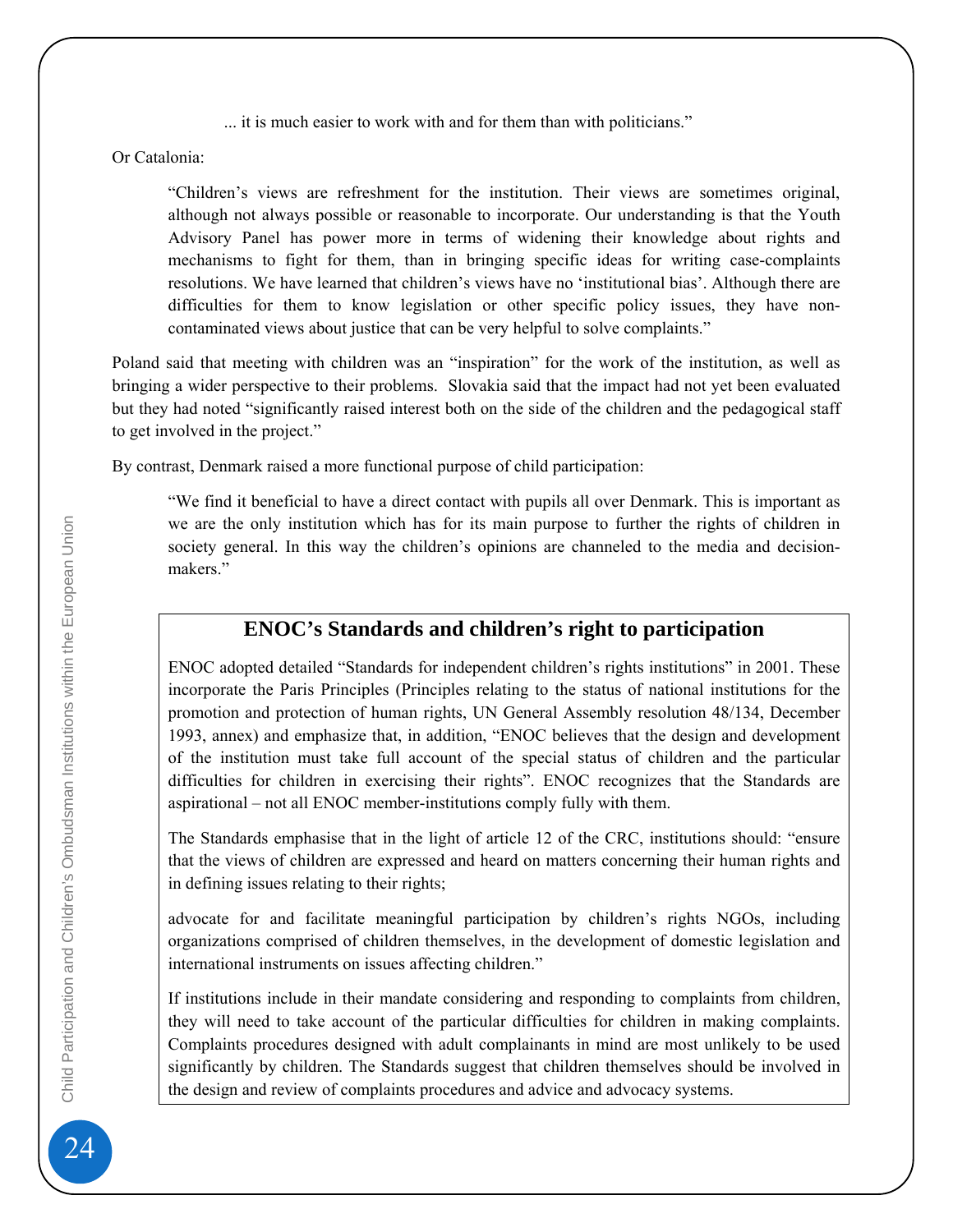> ... it is much easier to work with and for them than with politicians."

Or Catalonia:

> "Children's views are refreshment for the institution. Their views are sometimes original, although not always possible or reasonable to incorporate. Our understanding is that the Youth Advisory Panel has power more in terms of widening their knowledge about rights and mechanisms to fight for them, than in bringing specific ideas for writing case-complaints resolutions. We have learned that children's views have no 'institutional bias'. Although there are difficulties for them to know legislation or other specific policy issues, they have non-contaminated views about justice that can be very helpful to solve complaints."

Poland said that meeting with children was an "inspiration" for the work of the institution, as well as bringing a wider perspective to their problems. Slovakia said that the impact had not yet been evaluated but they had noted "significantly raised interest both on the side of the children and the pedagogical staff to get involved in the project."

By contrast, Denmark raised a more functional purpose of child participation:

> "We find it beneficial to have a direct contact with pupils all over Denmark. This is important as we are the only institution which has for its main purpose to further the rights of children in society general. In this way the children's opinions are channeled to the media and decision-makers."

## ENOC's Standards and children's right to participation

ENOC adopted detailed "Standards for independent children's rights institutions" in 2001. These incorporate the Paris Principles (Principles relating to the status of national institutions for the promotion and protection of human rights, UN General Assembly resolution 48/134, December 1993, annex) and emphasize that, in addition, "ENOC believes that the design and development of the institution must take full account of the special status of children and the particular difficulties for children in exercising their rights". ENOC recognizes that the Standards are aspirational – not all ENOC member-institutions comply fully with them.

The Standards emphasise that in the light of article 12 of the CRC, institutions should: "ensure that the views of children are expressed and heard on matters concerning their human rights and in defining issues relating to their rights;

advocate for and facilitate meaningful participation by children's rights NGOs, including organizations comprised of children themselves, in the development of domestic legislation and international instruments on issues affecting children."

If institutions include in their mandate considering and responding to complaints from children, they will need to take account of the particular difficulties for children in making complaints. Complaints procedures designed with adult complainants in mind are most unlikely to be used significantly by children. The Standards suggest that children themselves should be involved in the design and review of complaints procedures and advice and advocacy systems.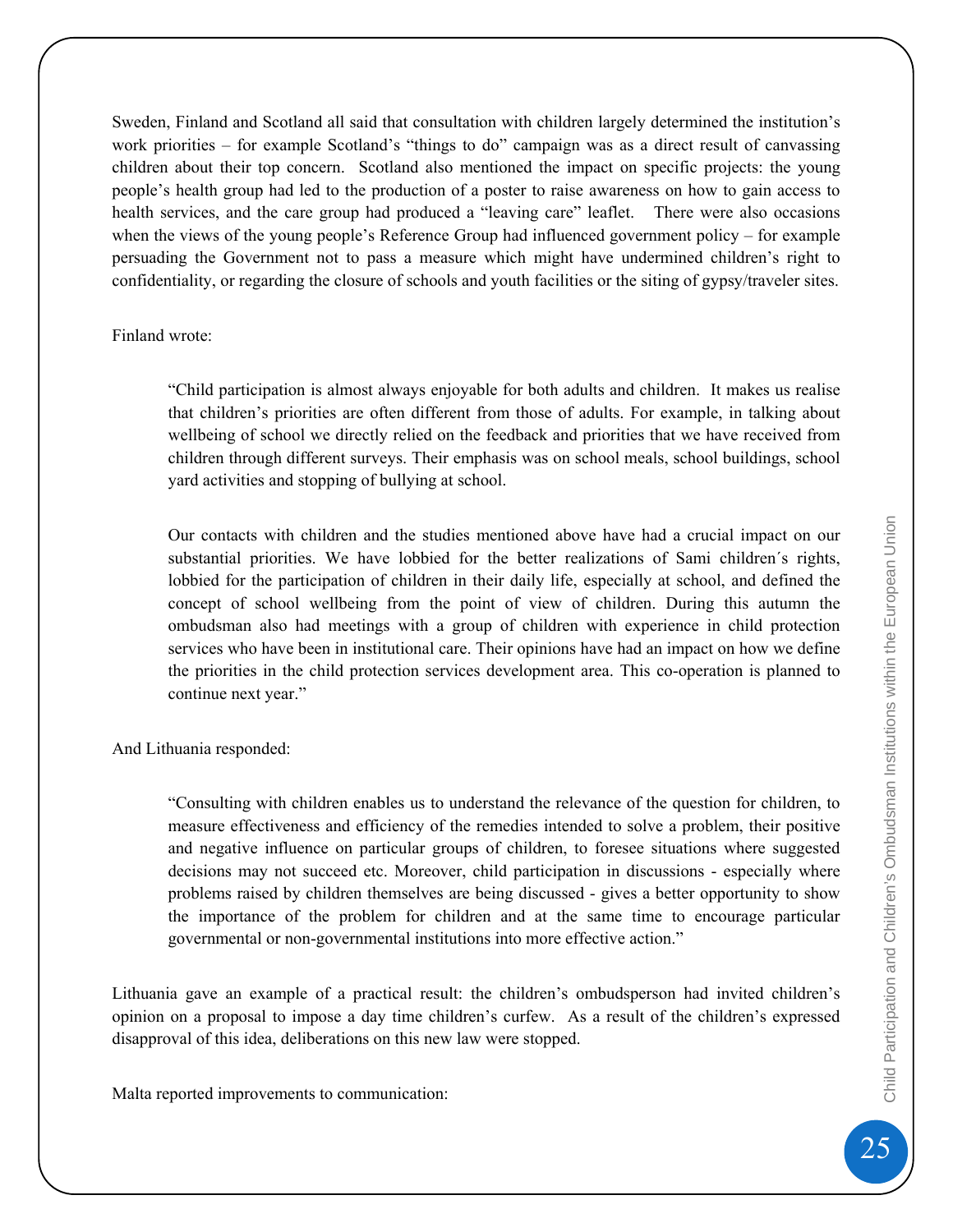Sweden, Finland and Scotland all said that consultation with children largely determined the institution's work priorities – for example Scotland's "things to do" campaign was as a direct result of canvassing children about their top concern. Scotland also mentioned the impact on specific projects: the young people's health group had led to the production of a poster to raise awareness on how to gain access to health services, and the care group had produced a "leaving care" leaflet. There were also occasions when the views of the young people's Reference Group had influenced government policy – for example persuading the Government not to pass a measure which might have undermined children's right to confidentiality, or regarding the closure of schools and youth facilities or the siting of gypsy/traveler sites.

Finland wrote:

> "Child participation is almost always enjoyable for both adults and children. It makes us realise that children's priorities are often different from those of adults. For example, in talking about wellbeing of school we directly relied on the feedback and priorities that we have received from children through different surveys. Their emphasis was on school meals, school buildings, school yard activities and stopping of bullying at school.
>
> Our contacts with children and the studies mentioned above have had a crucial impact on our substantial priorities. We have lobbied for the better realizations of Sami children´s rights, lobbied for the participation of children in their daily life, especially at school, and defined the concept of school wellbeing from the point of view of children. During this autumn the ombudsman also had meetings with a group of children with experience in child protection services who have been in institutional care. Their opinions have had an impact on how we define the priorities in the child protection services development area. This co-operation is planned to continue next year."

And Lithuania responded:

> "Consulting with children enables us to understand the relevance of the question for children, to measure effectiveness and efficiency of the remedies intended to solve a problem, their positive and negative influence on particular groups of children, to foresee situations where suggested decisions may not succeed etc. Moreover, child participation in discussions - especially where problems raised by children themselves are being discussed - gives a better opportunity to show the importance of the problem for children and at the same time to encourage particular governmental or non-governmental institutions into more effective action."

Lithuania gave an example of a practical result: the children's ombudsperson had invited children's opinion on a proposal to impose a day time children's curfew. As a result of the children's expressed disapproval of this idea, deliberations on this new law were stopped.

Malta reported improvements to communication: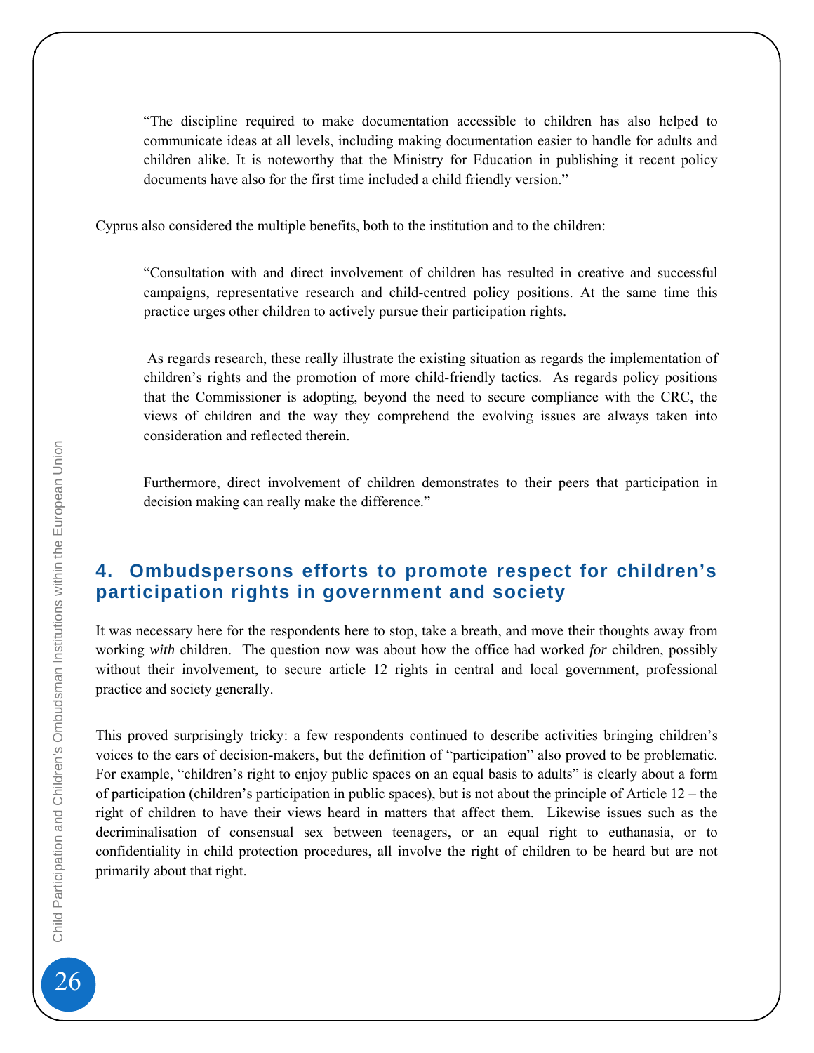> "The discipline required to make documentation accessible to children has also helped to communicate ideas at all levels, including making documentation easier to handle for adults and children alike. It is noteworthy that the Ministry for Education in publishing it recent policy documents have also for the first time included a child friendly version."

Cyprus also considered the multiple benefits, both to the institution and to the children:

> "Consultation with and direct involvement of children has resulted in creative and successful campaigns, representative research and child-centred policy positions. At the same time this practice urges other children to actively pursue their participation rights.
>
> As regards research, these really illustrate the existing situation as regards the implementation of children's rights and the promotion of more child-friendly tactics. As regards policy positions that the Commissioner is adopting, beyond the need to secure compliance with the CRC, the views of children and the way they comprehend the evolving issues are always taken into consideration and reflected therein.
>
> Furthermore, direct involvement of children demonstrates to their peers that participation in decision making can really make the difference."

## 4. Ombudspersons efforts to promote respect for children's participation rights in government and society

It was necessary here for the respondents here to stop, take a breath, and move their thoughts away from working *with* children. The question now was about how the office had worked *for* children, possibly without their involvement, to secure article 12 rights in central and local government, professional practice and society generally.

This proved surprisingly tricky: a few respondents continued to describe activities bringing children's voices to the ears of decision-makers, but the definition of "participation" also proved to be problematic. For example, "children's right to enjoy public spaces on an equal basis to adults" is clearly about a form of participation (children's participation in public spaces), but is not about the principle of Article 12 – the right of children to have their views heard in matters that affect them. Likewise issues such as the decriminalisation of consensual sex between teenagers, or an equal right to euthanasia, or to confidentiality in child protection procedures, all involve the right of children to be heard but are not primarily about that right.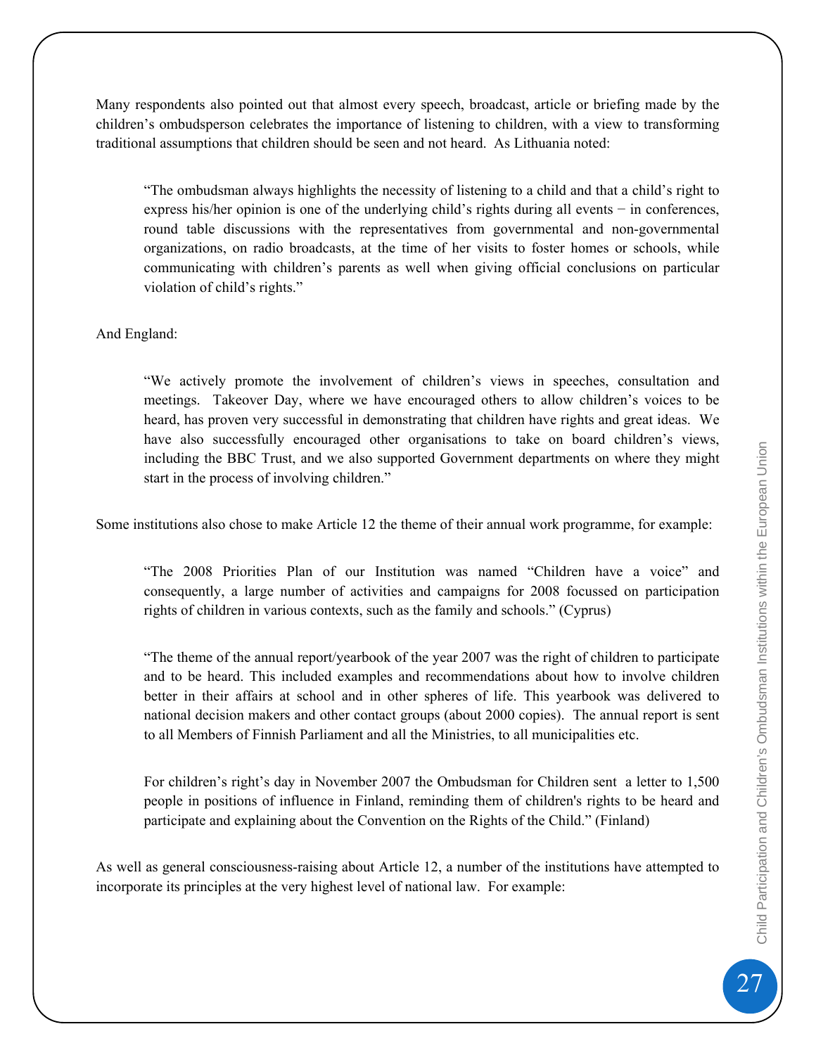Many respondents also pointed out that almost every speech, broadcast, article or briefing made by the children's ombudsperson celebrates the importance of listening to children, with a view to transforming traditional assumptions that children should be seen and not heard. As Lithuania noted:

> "The ombudsman always highlights the necessity of listening to a child and that a child's right to express his/her opinion is one of the underlying child's rights during all events − in conferences, round table discussions with the representatives from governmental and non-governmental organizations, on radio broadcasts, at the time of her visits to foster homes or schools, while communicating with children's parents as well when giving official conclusions on particular violation of child's rights."

And England:

> "We actively promote the involvement of children's views in speeches, consultation and meetings. Takeover Day, where we have encouraged others to allow children's voices to be heard, has proven very successful in demonstrating that children have rights and great ideas. We have also successfully encouraged other organisations to take on board children's views, including the BBC Trust, and we also supported Government departments on where they might start in the process of involving children."

Some institutions also chose to make Article 12 the theme of their annual work programme, for example:

> "The 2008 Priorities Plan of our Institution was named "Children have a voice" and consequently, a large number of activities and campaigns for 2008 focussed on participation rights of children in various contexts, such as the family and schools." (Cyprus)

> "The theme of the annual report/yearbook of the year 2007 was the right of children to participate and to be heard. This included examples and recommendations about how to involve children better in their affairs at school and in other spheres of life. This yearbook was delivered to national decision makers and other contact groups (about 2000 copies). The annual report is sent to all Members of Finnish Parliament and all the Ministries, to all municipalities etc.
>
> For children's right's day in November 2007 the Ombudsman for Children sent a letter to 1,500 people in positions of influence in Finland, reminding them of children's rights to be heard and participate and explaining about the Convention on the Rights of the Child." (Finland)

As well as general consciousness-raising about Article 12, a number of the institutions have attempted to incorporate its principles at the very highest level of national law. For example: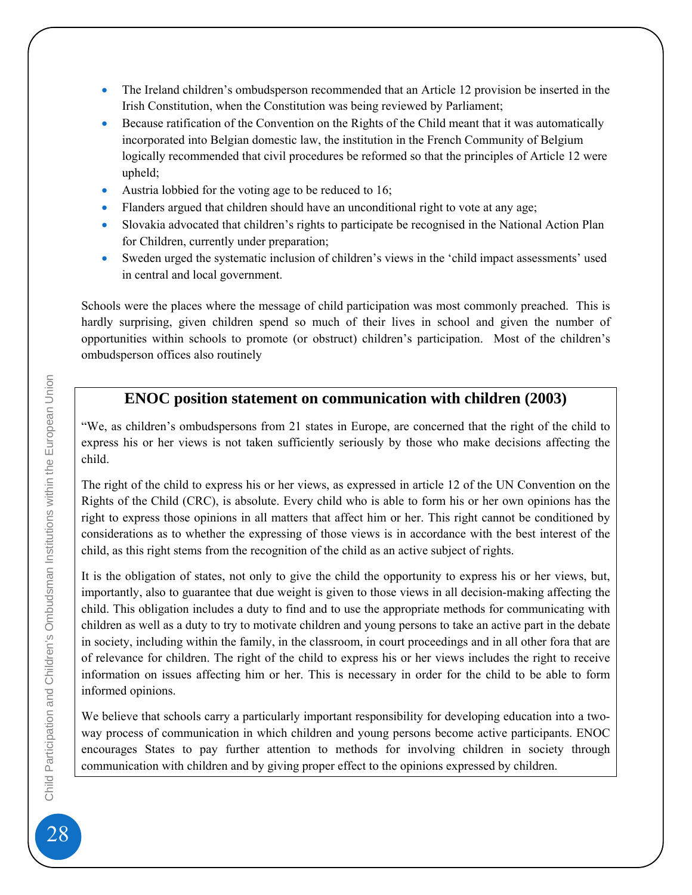- The Ireland children's ombudsperson recommended that an Article 12 provision be inserted in the Irish Constitution, when the Constitution was being reviewed by Parliament;
- Because ratification of the Convention on the Rights of the Child meant that it was automatically incorporated into Belgian domestic law, the institution in the French Community of Belgium logically recommended that civil procedures be reformed so that the principles of Article 12 were upheld;
- Austria lobbied for the voting age to be reduced to 16;
- Flanders argued that children should have an unconditional right to vote at any age;
- Slovakia advocated that children's rights to participate be recognised in the National Action Plan for Children, currently under preparation;
- Sweden urged the systematic inclusion of children's views in the 'child impact assessments' used in central and local government.

Schools were the places where the message of child participation was most commonly preached. This is hardly surprising, given children spend so much of their lives in school and given the number of opportunities within schools to promote (or obstruct) children's participation. Most of the children's ombudsperson offices also routinely

## ENOC position statement on communication with children (2003)

"We, as children's ombudspersons from 21 states in Europe, are concerned that the right of the child to express his or her views is not taken sufficiently seriously by those who make decisions affecting the child.

The right of the child to express his or her views, as expressed in article 12 of the UN Convention on the Rights of the Child (CRC), is absolute. Every child who is able to form his or her own opinions has the right to express those opinions in all matters that affect him or her. This right cannot be conditioned by considerations as to whether the expressing of those views is in accordance with the best interest of the child, as this right stems from the recognition of the child as an active subject of rights.

It is the obligation of states, not only to give the child the opportunity to express his or her views, but, importantly, also to guarantee that due weight is given to those views in all decision-making affecting the child. This obligation includes a duty to find and to use the appropriate methods for communicating with children as well as a duty to try to motivate children and young persons to take an active part in the debate in society, including within the family, in the classroom, in court proceedings and in all other fora that are of relevance for children. The right of the child to express his or her views includes the right to receive information on issues affecting him or her. This is necessary in order for the child to be able to form informed opinions.

We believe that schools carry a particularly important responsibility for developing education into a two-way process of communication in which children and young persons become active participants. ENOC encourages States to pay further attention to methods for involving children in society through communication with children and by giving proper effect to the opinions expressed by children.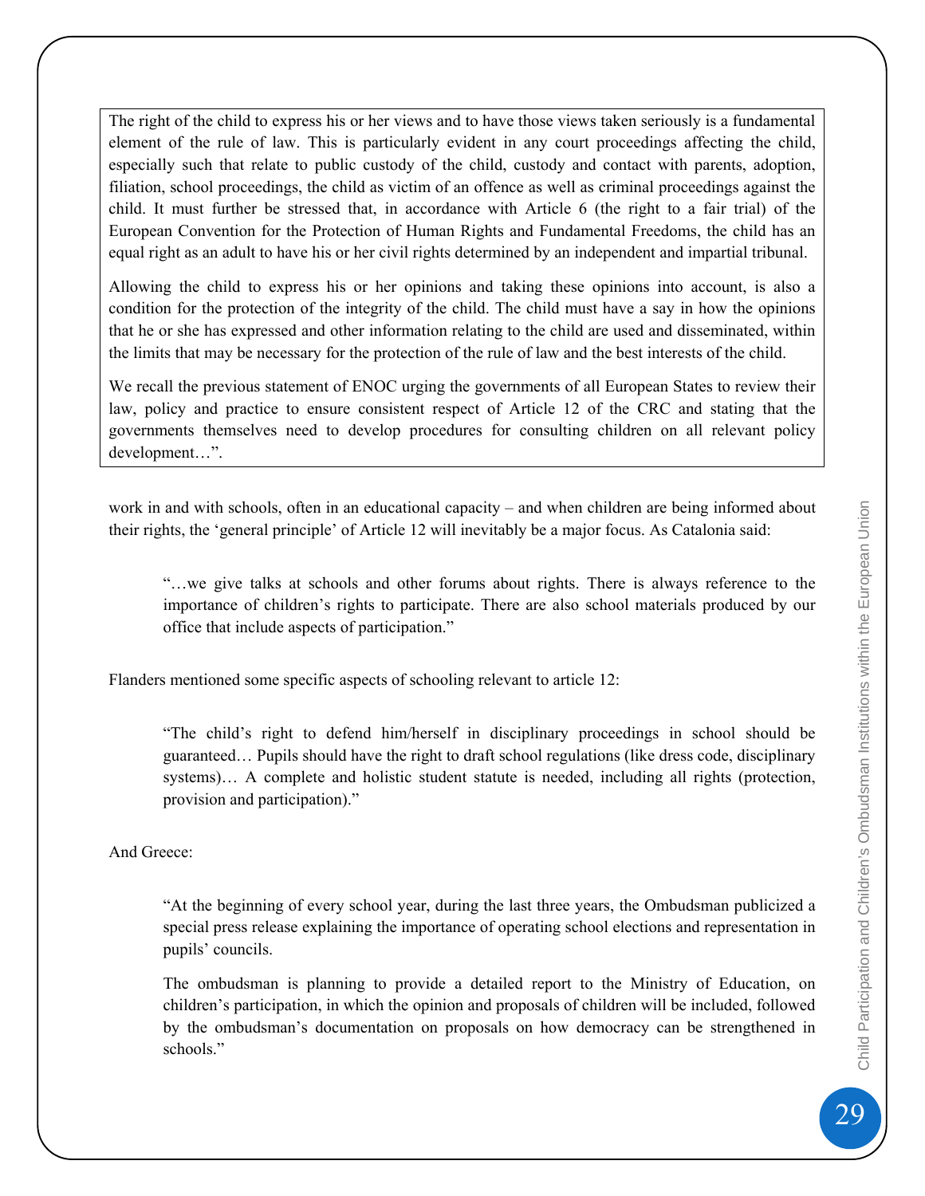> The right of the child to express his or her views and to have those views taken seriously is a fundamental element of the rule of law. This is particularly evident in any court proceedings affecting the child, especially such that relate to public custody of the child, custody and contact with parents, adoption, filiation, school proceedings, the child as victim of an offence as well as criminal proceedings against the child. It must further be stressed that, in accordance with Article 6 (the right to a fair trial) of the European Convention for the Protection of Human Rights and Fundamental Freedoms, the child has an equal right as an adult to have his or her civil rights determined by an independent and impartial tribunal.
>
> Allowing the child to express his or her opinions and taking these opinions into account, is also a condition for the protection of the integrity of the child. The child must have a say in how the opinions that he or she has expressed and other information relating to the child are used and disseminated, within the limits that may be necessary for the protection of the rule of law and the best interests of the child.
>
> We recall the previous statement of ENOC urging the governments of all European States to review their law, policy and practice to ensure consistent respect of Article 12 of the CRC and stating that the governments themselves need to develop procedures for consulting children on all relevant policy development…".

work in and with schools, often in an educational capacity – and when children are being informed about their rights, the 'general principle' of Article 12 will inevitably be a major focus. As Catalonia said:

> "…we give talks at schools and other forums about rights. There is always reference to the importance of children's rights to participate. There are also school materials produced by our office that include aspects of participation."

Flanders mentioned some specific aspects of schooling relevant to article 12:

> "The child's right to defend him/herself in disciplinary proceedings in school should be guaranteed… Pupils should have the right to draft school regulations (like dress code, disciplinary systems)… A complete and holistic student statute is needed, including all rights (protection, provision and participation)."

And Greece:

> "At the beginning of every school year, during the last three years, the Ombudsman publicized a special press release explaining the importance of operating school elections and representation in pupils' councils.
>
> The ombudsman is planning to provide a detailed report to the Ministry of Education, on children's participation, in which the opinion and proposals of children will be included, followed by the ombudsman's documentation on proposals on how democracy can be strengthened in schools."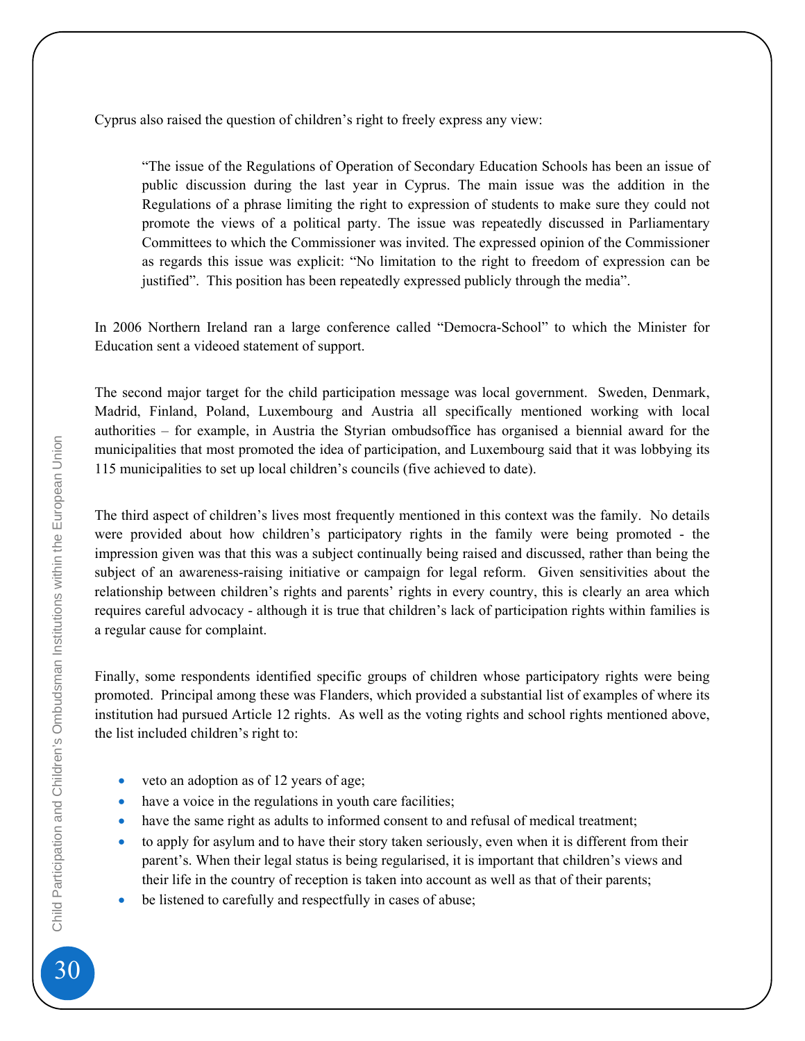Cyprus also raised the question of children's right to freely express any view:

> "The issue of the Regulations of Operation of Secondary Education Schools has been an issue of public discussion during the last year in Cyprus. The main issue was the addition in the Regulations of a phrase limiting the right to expression of students to make sure they could not promote the views of a political party. The issue was repeatedly discussed in Parliamentary Committees to which the Commissioner was invited. The expressed opinion of the Commissioner as regards this issue was explicit: "No limitation to the right to freedom of expression can be justified". This position has been repeatedly expressed publicly through the media".

In 2006 Northern Ireland ran a large conference called "Democra-School" to which the Minister for Education sent a videoed statement of support.

The second major target for the child participation message was local government. Sweden, Denmark, Madrid, Finland, Poland, Luxembourg and Austria all specifically mentioned working with local authorities – for example, in Austria the Styrian ombudsoffice has organised a biennial award for the municipalities that most promoted the idea of participation, and Luxembourg said that it was lobbying its 115 municipalities to set up local children's councils (five achieved to date).

The third aspect of children's lives most frequently mentioned in this context was the family. No details were provided about how children's participatory rights in the family were being promoted - the impression given was that this was a subject continually being raised and discussed, rather than being the subject of an awareness-raising initiative or campaign for legal reform. Given sensitivities about the relationship between children's rights and parents' rights in every country, this is clearly an area which requires careful advocacy - although it is true that children's lack of participation rights within families is a regular cause for complaint.

Finally, some respondents identified specific groups of children whose participatory rights were being promoted. Principal among these was Flanders, which provided a substantial list of examples of where its institution had pursued Article 12 rights. As well as the voting rights and school rights mentioned above, the list included children's right to:

- veto an adoption as of 12 years of age;
- have a voice in the regulations in youth care facilities;
- have the same right as adults to informed consent to and refusal of medical treatment;
- to apply for asylum and to have their story taken seriously, even when it is different from their parent's. When their legal status is being regularised, it is important that children's views and their life in the country of reception is taken into account as well as that of their parents;
- be listened to carefully and respectfully in cases of abuse;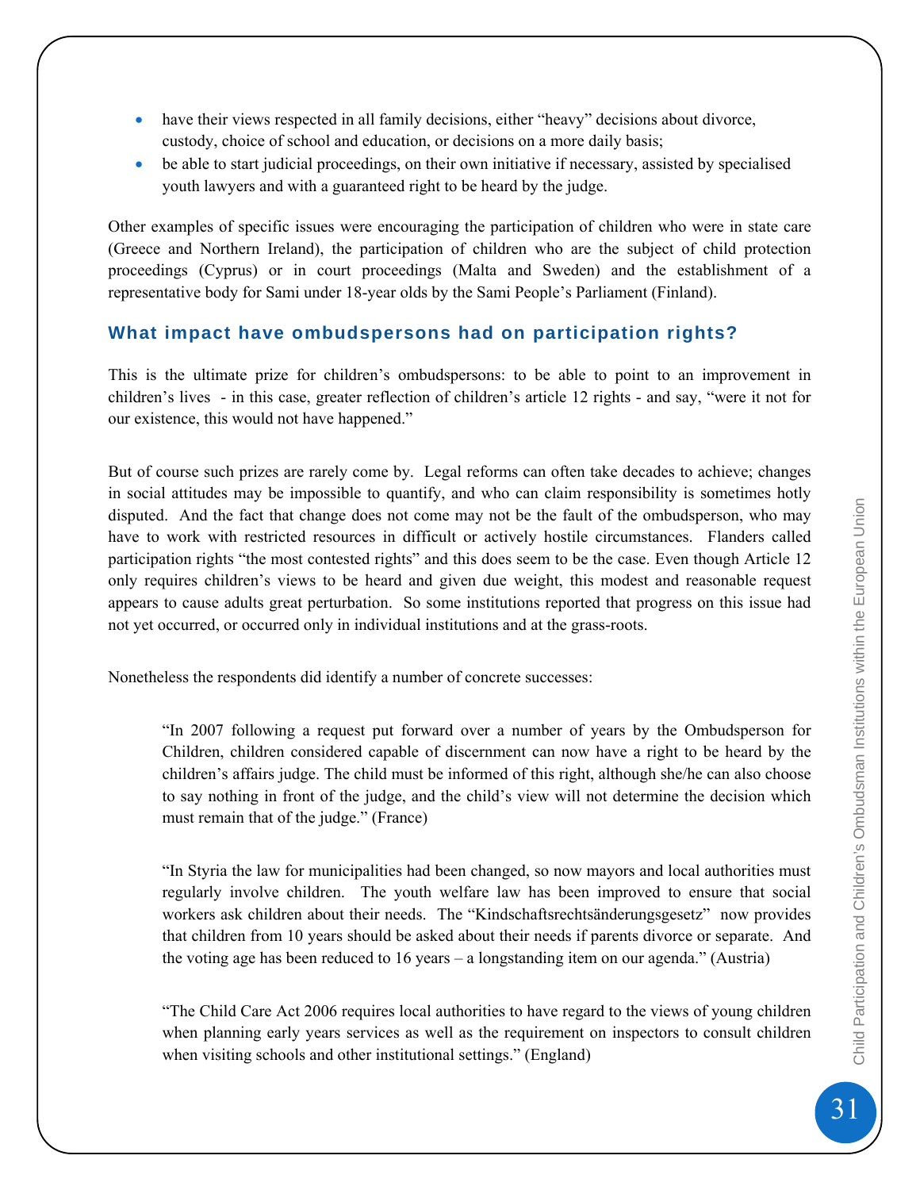- have their views respected in all family decisions, either "heavy" decisions about divorce, custody, choice of school and education, or decisions on a more daily basis;
- be able to start judicial proceedings, on their own initiative if necessary, assisted by specialised youth lawyers and with a guaranteed right to be heard by the judge.

Other examples of specific issues were encouraging the participation of children who were in state care (Greece and Northern Ireland), the participation of children who are the subject of child protection proceedings (Cyprus) or in court proceedings (Malta and Sweden) and the establishment of a representative body for Sami under 18-year olds by the Sami People's Parliament (Finland).

## What impact have ombudspersons had on participation rights?

This is the ultimate prize for children's ombudspersons: to be able to point to an improvement in children's lives - in this case, greater reflection of children's article 12 rights - and say, "were it not for our existence, this would not have happened."

But of course such prizes are rarely come by. Legal reforms can often take decades to achieve; changes in social attitudes may be impossible to quantify, and who can claim responsibility is sometimes hotly disputed. And the fact that change does not come may not be the fault of the ombudsperson, who may have to work with restricted resources in difficult or actively hostile circumstances. Flanders called participation rights "the most contested rights" and this does seem to be the case. Even though Article 12 only requires children's views to be heard and given due weight, this modest and reasonable request appears to cause adults great perturbation. So some institutions reported that progress on this issue had not yet occurred, or occurred only in individual institutions and at the grass-roots.

Nonetheless the respondents did identify a number of concrete successes:

> "In 2007 following a request put forward over a number of years by the Ombudsperson for Children, children considered capable of discernment can now have a right to be heard by the children's affairs judge. The child must be informed of this right, although she/he can also choose to say nothing in front of the judge, and the child's view will not determine the decision which must remain that of the judge." (France)

> "In Styria the law for municipalities had been changed, so now mayors and local authorities must regularly involve children. The youth welfare law has been improved to ensure that social workers ask children about their needs. The "Kindschaftsrechtsänderungsgesetz" now provides that children from 10 years should be asked about their needs if parents divorce or separate. And the voting age has been reduced to 16 years – a longstanding item on our agenda." (Austria)

> "The Child Care Act 2006 requires local authorities to have regard to the views of young children when planning early years services as well as the requirement on inspectors to consult children when visiting schools and other institutional settings." (England)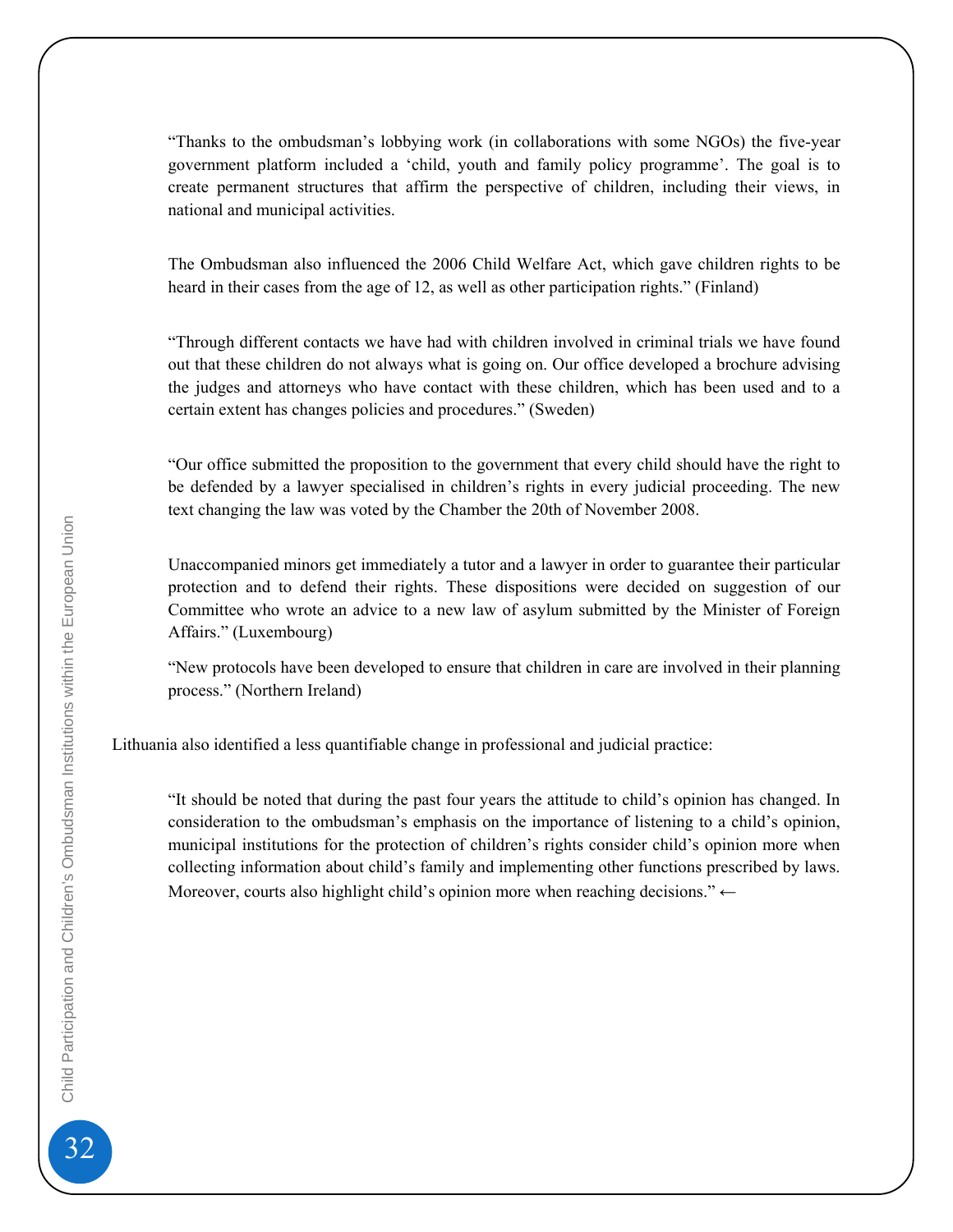> “Thanks to the ombudsman’s lobbying work (in collaborations with some NGOs) the five-year government platform included a ‘child, youth and family policy programme’. The goal is to create permanent structures that affirm the perspective of children, including their views, in national and municipal activities.
>
> The Ombudsman also influenced the 2006 Child Welfare Act, which gave children rights to be heard in their cases from the age of 12, as well as other participation rights.” (Finland)

> “Through different contacts we have had with children involved in criminal trials we have found out that these children do not always what is going on. Our office developed a brochure advising the judges and attorneys who have contact with these children, which has been used and to a certain extent has changes policies and procedures.” (Sweden)

> “Our office submitted the proposition to the government that every child should have the right to be defended by a lawyer specialised in children’s rights in every judicial proceeding. The new text changing the law was voted by the Chamber the 20th of November 2008.
>
> Unaccompanied minors get immediately a tutor and a lawyer in order to guarantee their particular protection and to defend their rights. These dispositions were decided on suggestion of our Committee who wrote an advice to a new law of asylum submitted by the Minister of Foreign Affairs.” (Luxembourg)

> “New protocols have been developed to ensure that children in care are involved in their planning process.” (Northern Ireland)

Lithuania also identified a less quantifiable change in professional and judicial practice:

> “It should be noted that during the past four years the attitude to child’s opinion has changed. In consideration to the ombudsman’s emphasis on the importance of listening to a child’s opinion, municipal institutions for the protection of children’s rights consider child’s opinion more when collecting information about child’s family and implementing other functions prescribed by laws. Moreover, courts also highlight child’s opinion more when reaching decisions.” ←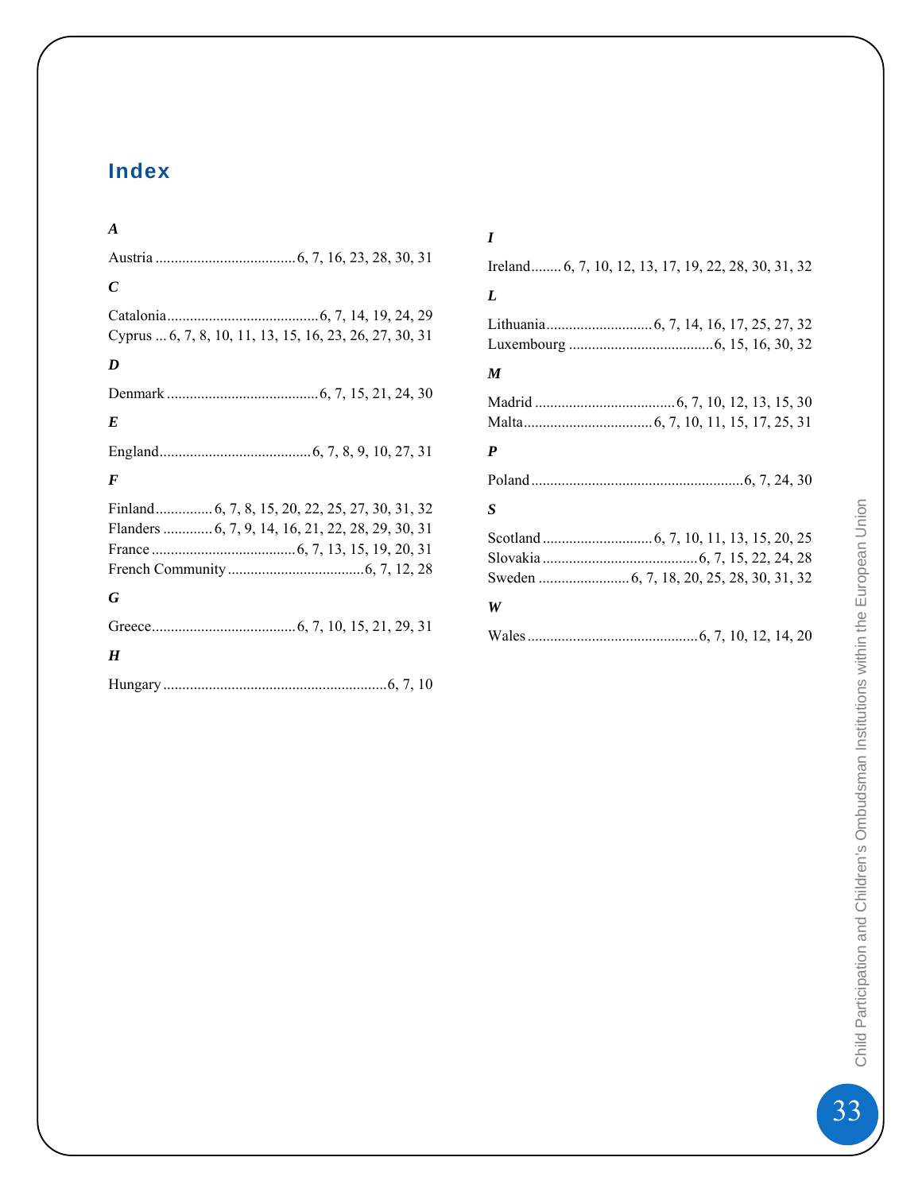## Index

***A***

Austria ..................................... 6, 7, 16, 23, 28, 30, 31

***C***

Catalonia ........................................ 6, 7, 14, 19, 24, 29
Cyprus ... 6, 7, 8, 10, 11, 13, 15, 16, 23, 26, 27, 30, 31

***D***

Denmark ........................................ 6, 7, 15, 21, 24, 30

***E***

England ........................................ 6, 7, 8, 9, 10, 27, 31

***F***

Finland ............... 6, 7, 8, 15, 20, 22, 25, 27, 30, 31, 32
Flanders ............ 6, 7, 9, 14, 16, 21, 22, 28, 29, 30, 31
France ...................................... 6, 7, 13, 15, 19, 20, 31
French Community .................................... 6, 7, 12, 28

***G***

Greece ...................................... 6, 7, 10, 15, 21, 29, 31

***H***

Hungary ........................................................... 6, 7, 10

***I***

Ireland ........ 6, 7, 10, 12, 13, 17, 19, 22, 28, 30, 31, 32

***L***

Lithuania ............................ 6, 7, 14, 16, 17, 25, 27, 32
Luxembourg ...................................... 6, 15, 16, 30, 32

***M***

Madrid ..................................... 6, 7, 10, 12, 13, 15, 30
Malta .................................. 6, 7, 10, 11, 15, 17, 25, 31

***P***

Poland ........................................................ 6, 7, 24, 30

***S***

Scotland ............................. 6, 7, 10, 11, 13, 15, 20, 25
Slovakia ......................................... 6, 7, 15, 22, 24, 28
Sweden ........................ 6, 7, 18, 20, 25, 28, 30, 31, 32

***W***

Wales ............................................. 6, 7, 10, 12, 14, 20